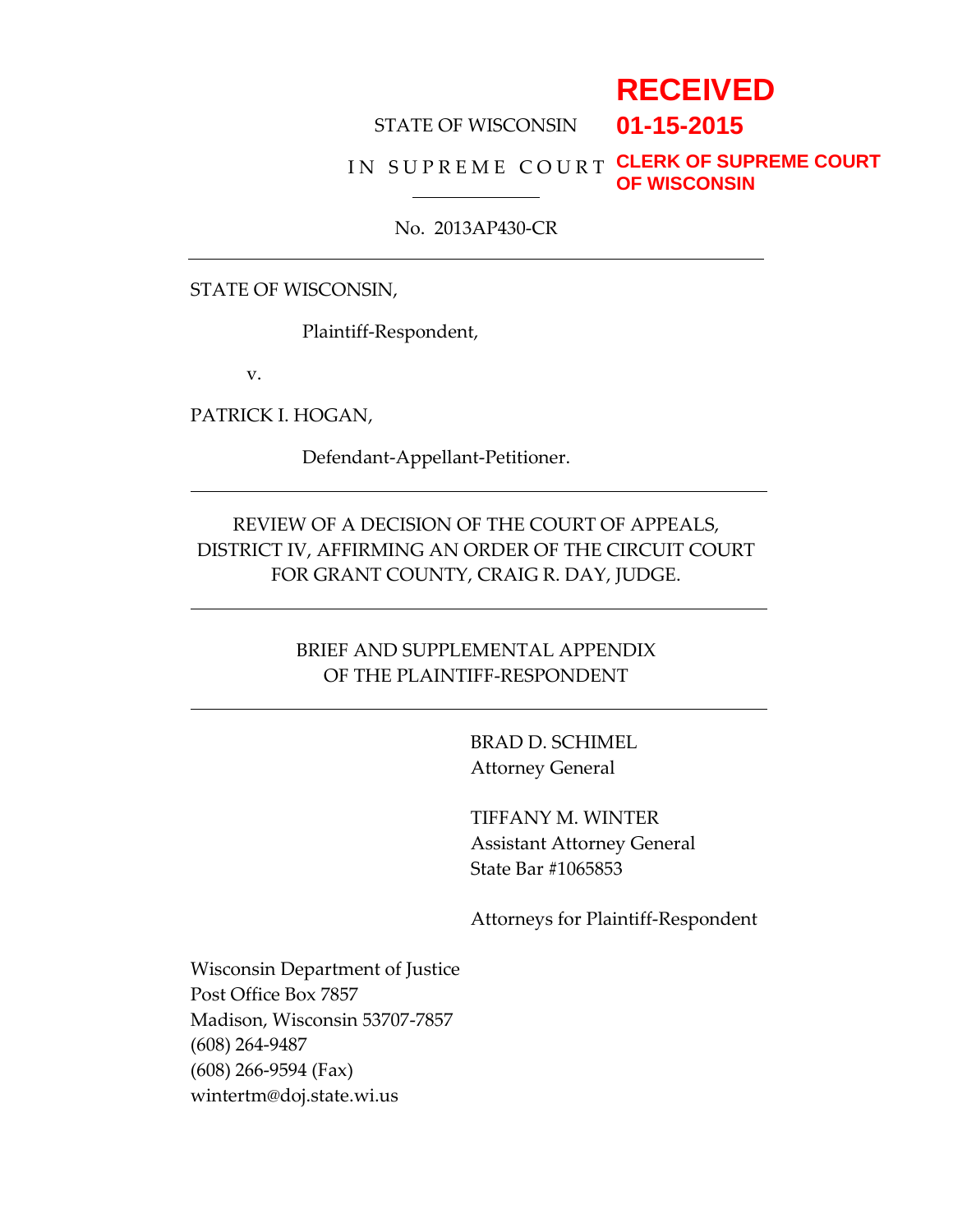**RECEIVED**
**01-15-2015**
**CLERK OF SUPREME COURT OF WISCONSIN**

STATE OF WISCONSIN

IN SUPREME COURT

---

No. 2013AP430-CR

---

STATE OF WISCONSIN,

Plaintiff-Respondent,

v.

PATRICK I. HOGAN,

Defendant-Appellant-Petitioner.

---

REVIEW OF A DECISION OF THE COURT OF APPEALS, DISTRICT IV, AFFIRMING AN ORDER OF THE CIRCUIT COURT FOR GRANT COUNTY, CRAIG R. DAY, JUDGE.

---

BRIEF AND SUPPLEMENTAL APPENDIX OF THE PLAINTIFF-RESPONDENT

---

BRAD D. SCHIMEL
Attorney General

TIFFANY M. WINTER
Assistant Attorney General
State Bar #1065853

Attorneys for Plaintiff-Respondent

Wisconsin Department of Justice
Post Office Box 7857
Madison, Wisconsin 53707-7857
(608) 264-9487
(608) 266-9594 (Fax)
wintertm@doj.state.wi.us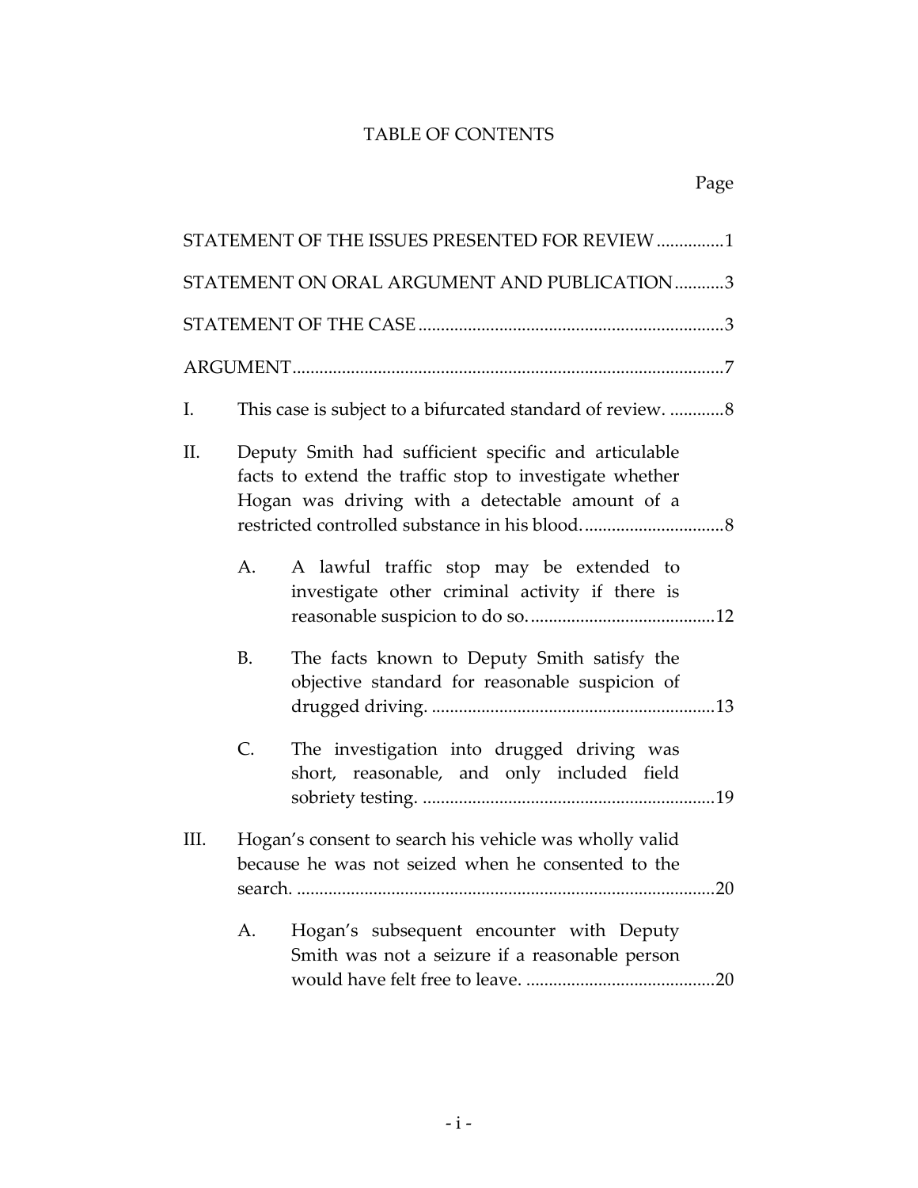# TABLE OF CONTENTS

| | Page |
|---|---|
| STATEMENT OF THE ISSUES PRESENTED FOR REVIEW | 1 |
| STATEMENT ON ORAL ARGUMENT AND PUBLICATION | 3 |
| STATEMENT OF THE CASE | 3 |
| ARGUMENT | 7 |
| I. This case is subject to a bifurcated standard of review. | 8 |
| II. Deputy Smith had sufficient specific and articulable facts to extend the traffic stop to investigate whether Hogan was driving with a detectable amount of a restricted controlled substance in his blood. | 8 |
| A. A lawful traffic stop may be extended to investigate other criminal activity if there is reasonable suspicion to do so. | 12 |
| B. The facts known to Deputy Smith satisfy the objective standard for reasonable suspicion of drugged driving. | 13 |
| C. The investigation into drugged driving was short, reasonable, and only included field sobriety testing. | 19 |
| III. Hogan's consent to search his vehicle was wholly valid because he was not seized when he consented to the search. | 20 |
| A. Hogan's subsequent encounter with Deputy Smith was not a seizure if a reasonable person would have felt free to leave. | 20 |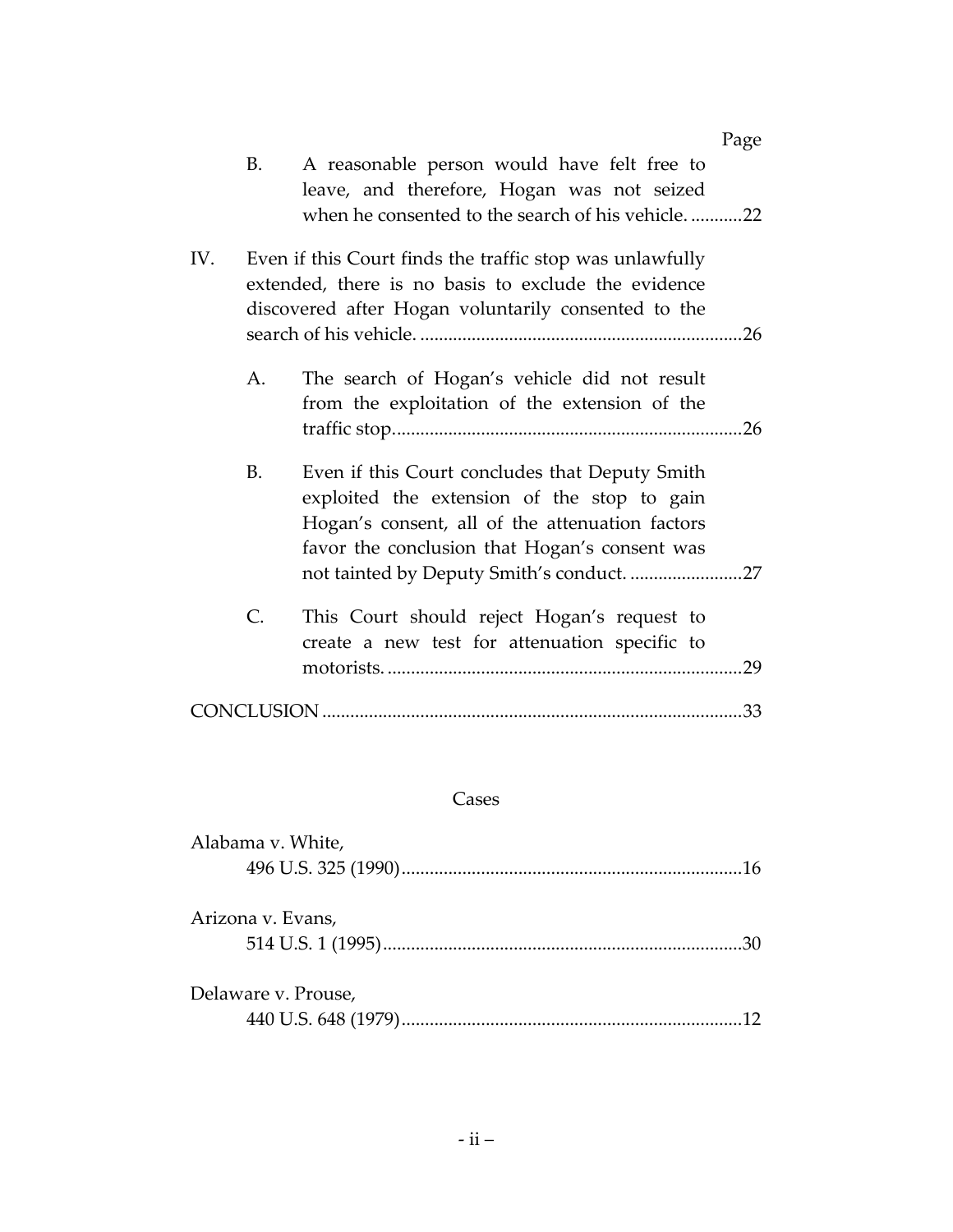Page

B. A reasonable person would have felt free to leave, and therefore, Hogan was not seized when he consented to the search of his vehicle. ...........22

IV. Even if this Court finds the traffic stop was unlawfully extended, there is no basis to exclude the evidence discovered after Hogan voluntarily consented to the search of his vehicle. ....................................................................26

A. The search of Hogan's vehicle did not result from the exploitation of the extension of the traffic stop..........................................................................26

B. Even if this Court concludes that Deputy Smith exploited the extension of the stop to gain Hogan's consent, all of the attenuation factors favor the conclusion that Hogan's consent was not tainted by Deputy Smith's conduct. ........................27

C. This Court should reject Hogan's request to create a new test for attenuation specific to motorists. ...........................................................................29

CONCLUSION ..........................................................................................33

Cases

Alabama v. White,
496 U.S. 325 (1990).........................................................................16

Arizona v. Evans,
514 U.S. 1 (1995).............................................................................30

Delaware v. Prouse,
440 U.S. 648 (1979).........................................................................12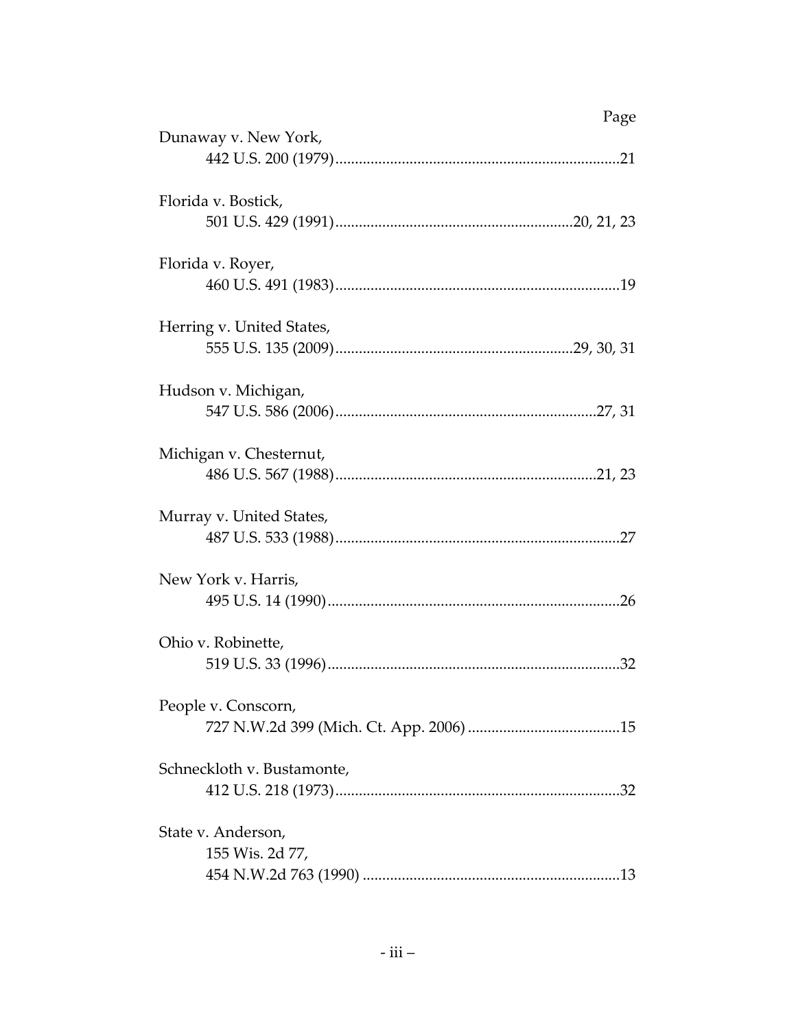Page

Dunaway v. New York,
    442 U.S. 200 (1979) ........................................................................ 21

Florida v. Bostick,
    501 U.S. 429 (1991) ............................................................ 20, 21, 23

Florida v. Royer,
    460 U.S. 491 (1983) ........................................................................ 19

Herring v. United States,
    555 U.S. 135 (2009) ............................................................ 29, 30, 31

Hudson v. Michigan,
    547 U.S. 586 (2006) .................................................................. 27, 31

Michigan v. Chesternut,
    486 U.S. 567 (1988) .................................................................. 21, 23

Murray v. United States,
    487 U.S. 533 (1988) ........................................................................ 27

New York v. Harris,
    495 U.S. 14 (1990) .......................................................................... 26

Ohio v. Robinette,
    519 U.S. 33 (1996) .......................................................................... 32

People v. Conscorn,
    727 N.W.2d 399 (Mich. Ct. App. 2006) ....................................... 15

Schneckloth v. Bustamonte,
    412 U.S. 218 (1973) ........................................................................ 32

State v. Anderson,
    155 Wis. 2d 77,
    454 N.W.2d 763 (1990) .................................................................. 13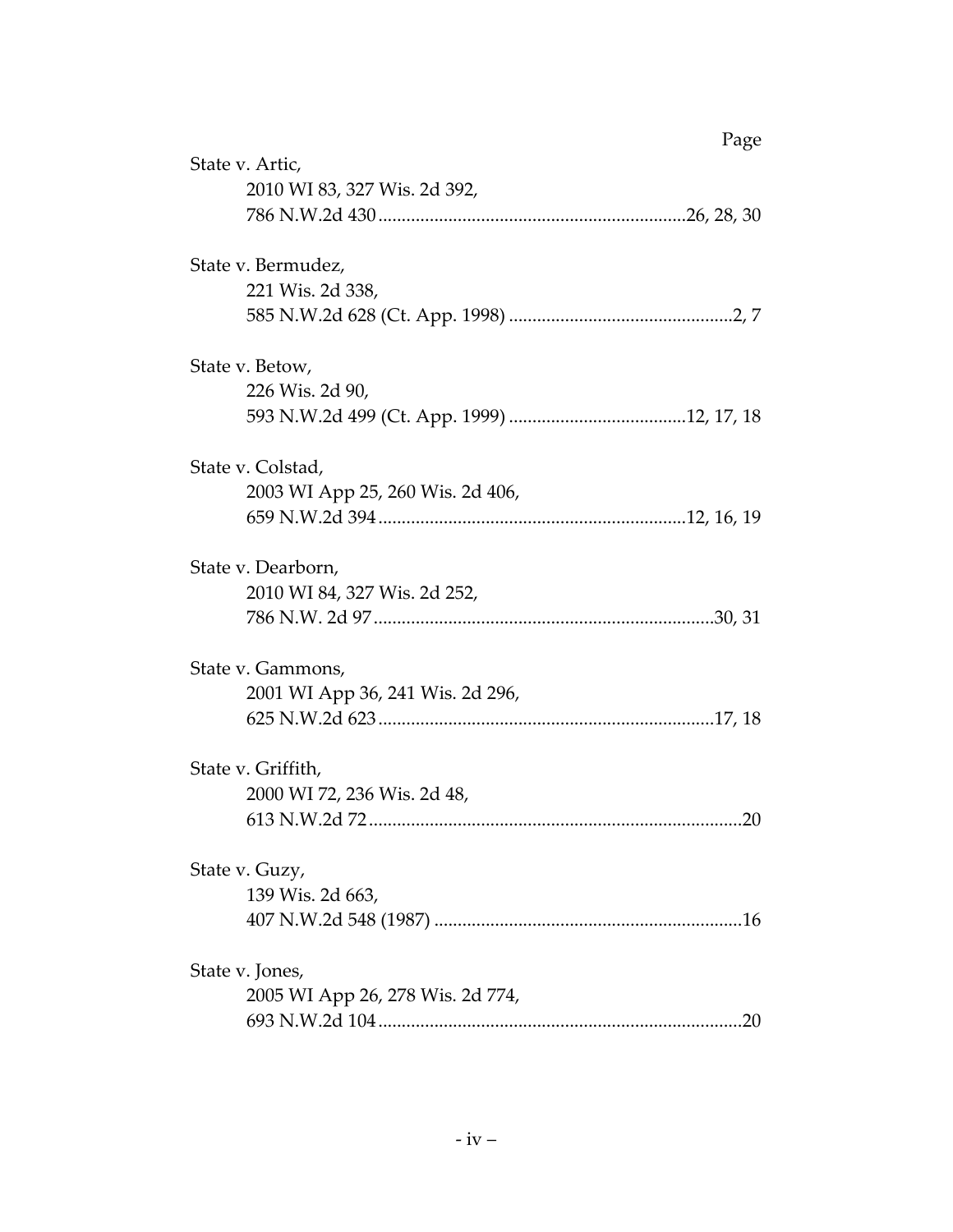Page

State v. Artic,
2010 WI 83, 327 Wis. 2d 392,
786 N.W.2d 430 ................................................................26, 28, 30

State v. Bermudez,
221 Wis. 2d 338,
585 N.W.2d 628 (Ct. App. 1998) ...............................................2, 7

State v. Betow,
226 Wis. 2d 90,
593 N.W.2d 499 (Ct. App. 1999) .....................................12, 17, 18

State v. Colstad,
2003 WI App 25, 260 Wis. 2d 406,
659 N.W.2d 394 ................................................................12, 16, 19

State v. Dearborn,
2010 WI 84, 327 Wis. 2d 252,
786 N.W. 2d 97 .......................................................................30, 31

State v. Gammons,
2001 WI App 36, 241 Wis. 2d 296,
625 N.W.2d 623 ......................................................................17, 18

State v. Griffith,
2000 WI 72, 236 Wis. 2d 48,
613 N.W.2d 72 ...............................................................................20

State v. Guzy,
139 Wis. 2d 663,
407 N.W.2d 548 (1987) .................................................................16

State v. Jones,
2005 WI App 26, 278 Wis. 2d 774,
693 N.W.2d 104 .............................................................................20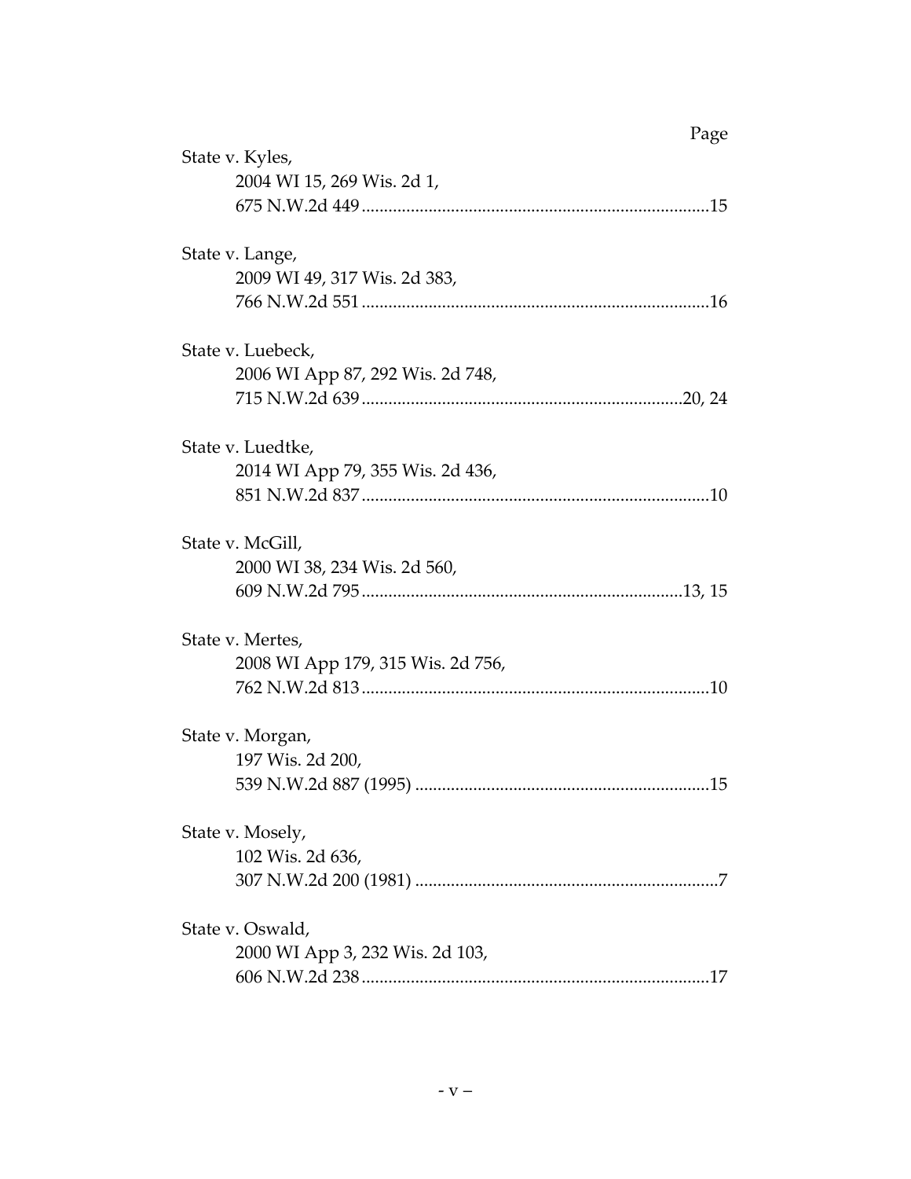Page

State v. Kyles,
2004 WI 15, 269 Wis. 2d 1,
675 N.W.2d 449 ............................................................................15

State v. Lange,
2009 WI 49, 317 Wis. 2d 383,
766 N.W.2d 551 ............................................................................16

State v. Luebeck,
2006 WI App 87, 292 Wis. 2d 748,
715 N.W.2d 639 ......................................................................20, 24

State v. Luedtke,
2014 WI App 79, 355 Wis. 2d 436,
851 N.W.2d 837 ............................................................................10

State v. McGill,
2000 WI 38, 234 Wis. 2d 560,
609 N.W.2d 795 ......................................................................13, 15

State v. Mertes,
2008 WI App 179, 315 Wis. 2d 756,
762 N.W.2d 813 ............................................................................10

State v. Morgan,
197 Wis. 2d 200,
539 N.W.2d 887 (1995) .................................................................15

State v. Mosely,
102 Wis. 2d 636,
307 N.W.2d 200 (1981) ...................................................................7

State v. Oswald,
2000 WI App 3, 232 Wis. 2d 103,
606 N.W.2d 238 ............................................................................17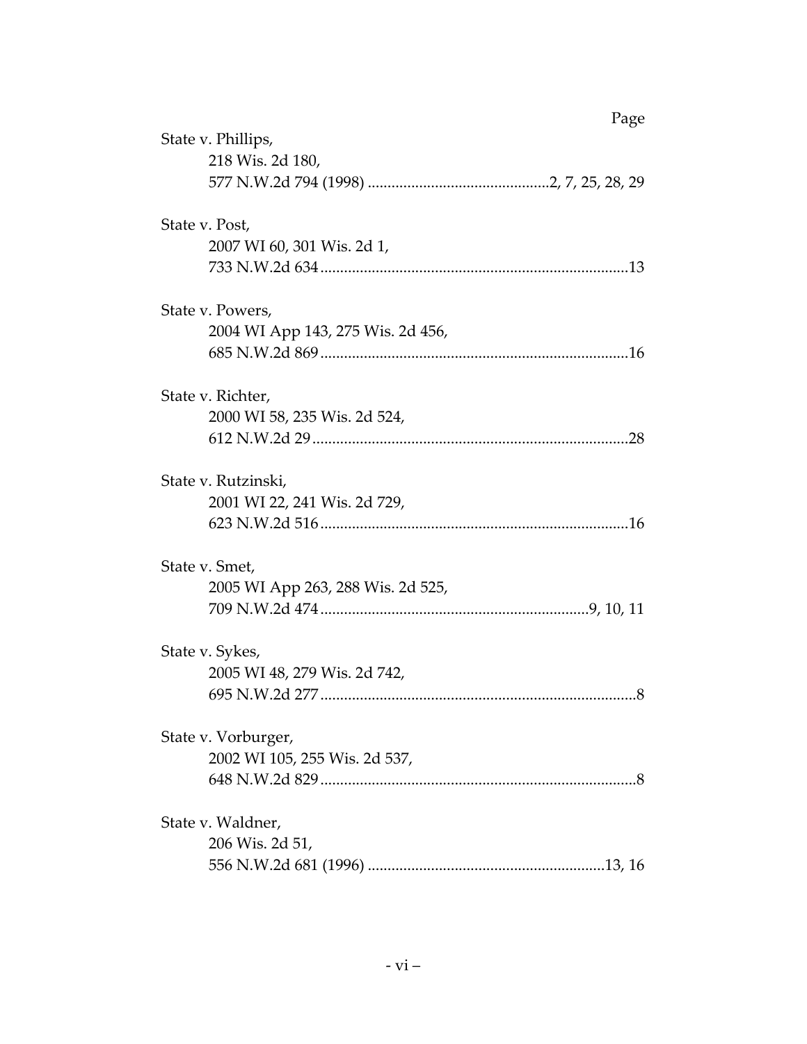Page

State v. Phillips,
218 Wis. 2d 180,
577 N.W.2d 794 (1998) ............................................2, 7, 25, 28, 29

State v. Post,
2007 WI 60, 301 Wis. 2d 1,
733 N.W.2d 634 ............................................................................13

State v. Powers,
2004 WI App 143, 275 Wis. 2d 456,
685 N.W.2d 869 ............................................................................16

State v. Richter,
2000 WI 58, 235 Wis. 2d 524,
612 N.W.2d 29 ..............................................................................28

State v. Rutzinski,
2001 WI 22, 241 Wis. 2d 729,
623 N.W.2d 516 ............................................................................16

State v. Smet,
2005 WI App 263, 288 Wis. 2d 525,
709 N.W.2d 474 ..................................................................9, 10, 11

State v. Sykes,
2005 WI 48, 279 Wis. 2d 742,
695 N.W.2d 277 ..............................................................................8

State v. Vorburger,
2002 WI 105, 255 Wis. 2d 537,
648 N.W.2d 829 ..............................................................................8

State v. Waldner,
206 Wis. 2d 51,
556 N.W.2d 681 (1996) ..........................................................13, 16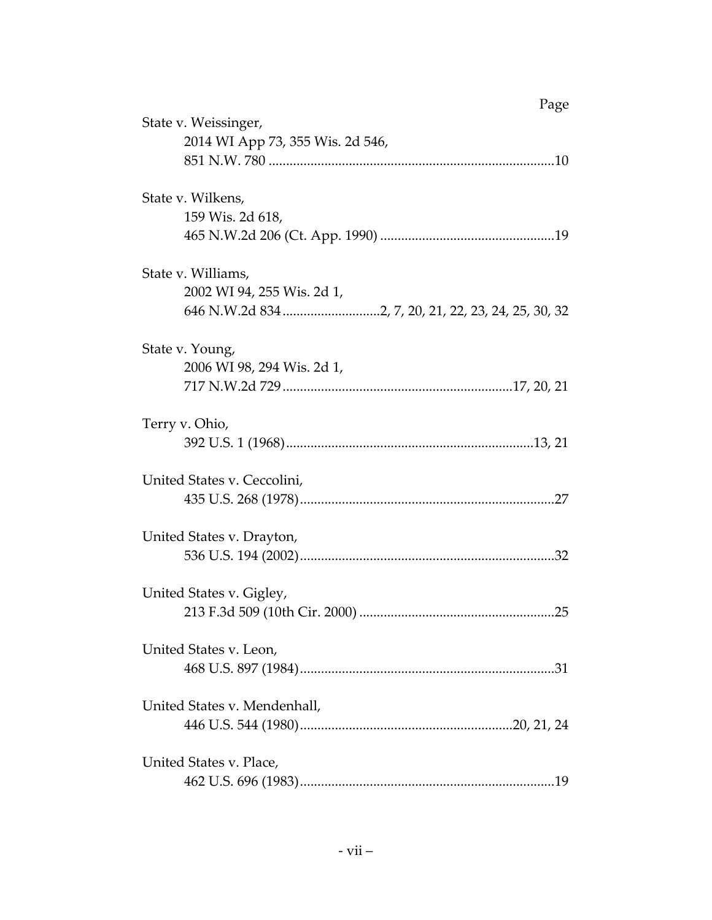Page

State v. Weissinger,
  2014 WI App 73, 355 Wis. 2d 546,
  851 N.W. 780 ..........................................................................10

State v. Wilkens,
  159 Wis. 2d 618,
  465 N.W.2d 206 (Ct. App. 1990) ..................................................19

State v. Williams,
  2002 WI 94, 255 Wis. 2d 1,
  646 N.W.2d 834 ............................2, 7, 20, 21, 22, 23, 24, 25, 30, 32

State v. Young,
  2006 WI 98, 294 Wis. 2d 1,
  717 N.W.2d 729 .................................................................17, 20, 21

Terry v. Ohio,
  392 U.S. 1 (1968).......................................................................13, 21

United States v. Ceccolini,
  435 U.S. 268 (1978).........................................................................27

United States v. Drayton,
  536 U.S. 194 (2002).........................................................................32

United States v. Gigley,
  213 F.3d 509 (10th Cir. 2000) ........................................................25

United States v. Leon,
  468 U.S. 897 (1984).........................................................................31

United States v. Mendenhall,
  446 U.S. 544 (1980)............................................................20, 21, 24

United States v. Place,
  462 U.S. 696 (1983).........................................................................19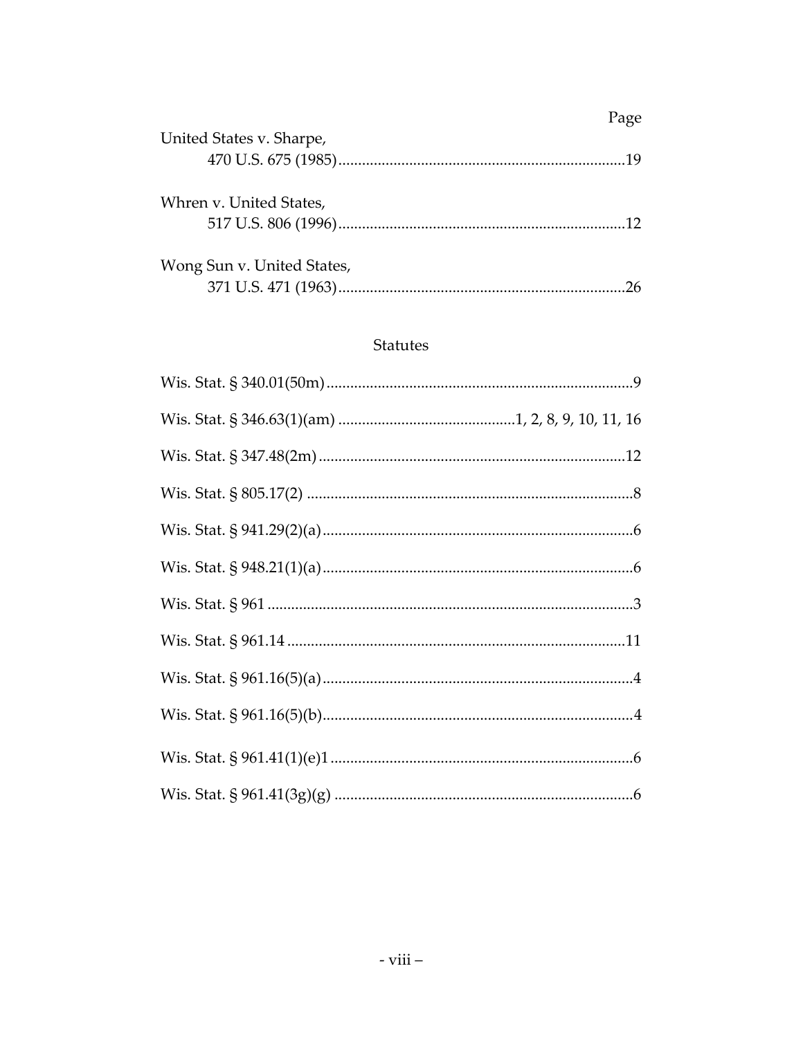Page

United States v. Sharpe,
470 U.S. 675 (1985) .......................................................................19

Whren v. United States,
517 U.S. 806 (1996) .......................................................................12

Wong Sun v. United States,
371 U.S. 471 (1963) .......................................................................26

## Statutes

Wis. Stat. § 340.01(50m) ..............................................................................9

Wis. Stat. § 346.63(1)(am) ............................................1, 2, 8, 9, 10, 11, 16

Wis. Stat. § 347.48(2m) ..............................................................................12

Wis. Stat. § 805.17(2) ..................................................................................8

Wis. Stat. § 941.29(2)(a) ..............................................................................6

Wis. Stat. § 948.21(1)(a) ..............................................................................6

Wis. Stat. § 961 ............................................................................................3

Wis. Stat. § 961.14 ......................................................................................11

Wis. Stat. § 961.16(5)(a) ..............................................................................4

Wis. Stat. § 961.16(5)(b) ..............................................................................4

Wis. Stat. § 961.41(1)(e)1 ............................................................................6

Wis. Stat. § 961.41(3g)(g) ............................................................................6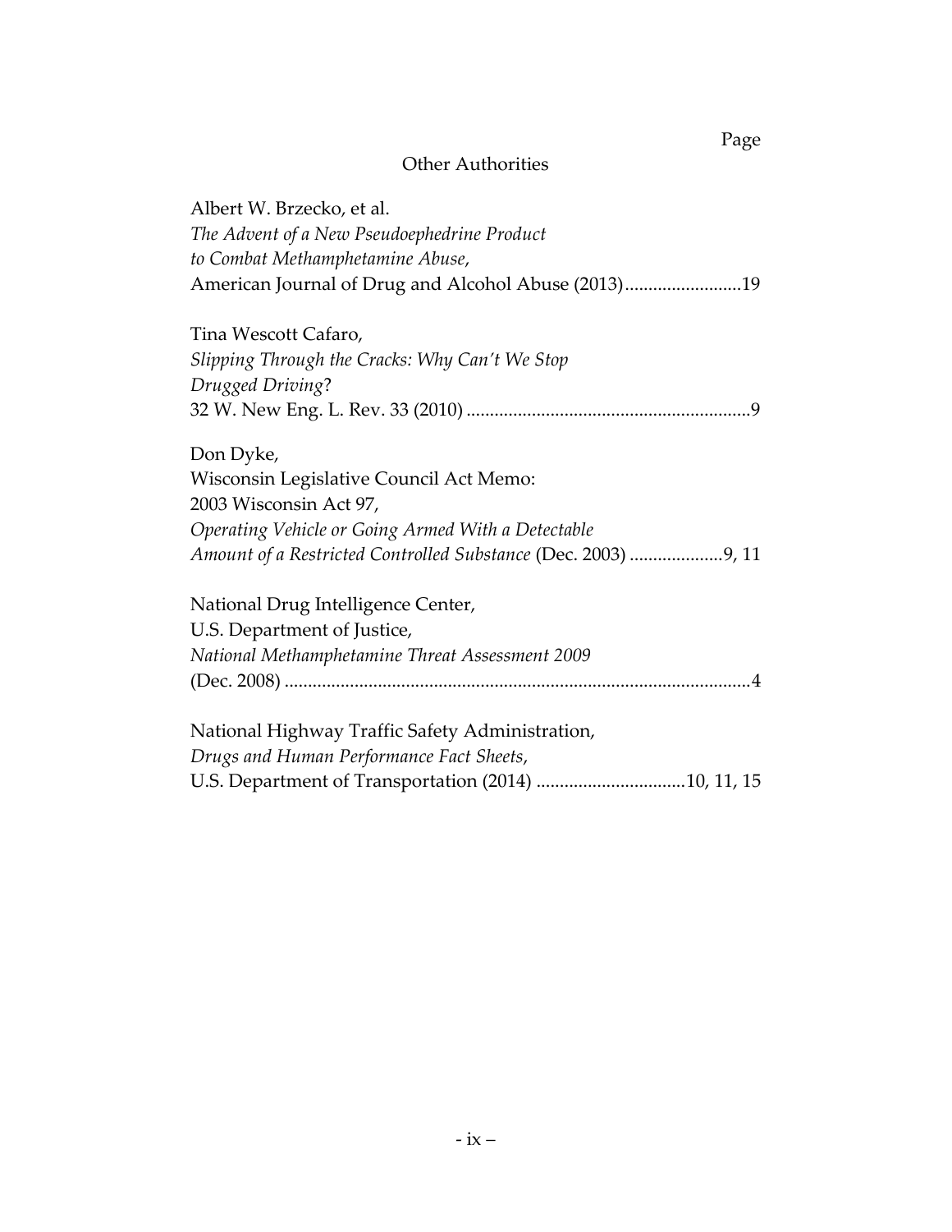Page

## Other Authorities

Albert W. Brzecko, et al.
*The Advent of a New Pseudoephedrine Product to Combat Methamphetamine Abuse*,
American Journal of Drug and Alcohol Abuse (2013).........................19

Tina Wescott Cafaro,
*Slipping Through the Cracks: Why Can't We Stop Drugged Driving*?
32 W. New Eng. L. Rev. 33 (2010) .............................................................9

Don Dyke,
Wisconsin Legislative Council Act Memo:
2003 Wisconsin Act 97,
*Operating Vehicle or Going Armed With a Detectable Amount of a Restricted Controlled Substance* (Dec. 2003) ....................9, 11

National Drug Intelligence Center,
U.S. Department of Justice,
*National Methamphetamine Threat Assessment 2009*
(Dec. 2008) ...................................................................................................4

National Highway Traffic Safety Administration,
*Drugs and Human Performance Fact Sheets*,
U.S. Department of Transportation (2014) ................................10, 11, 15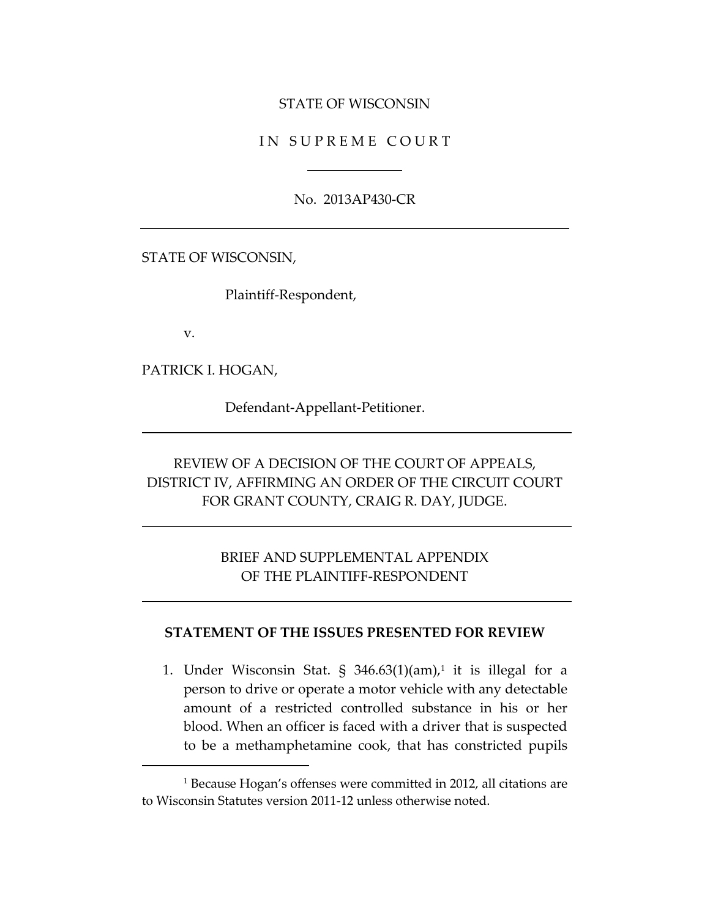STATE OF WISCONSIN

IN SUPREME COURT

No. 2013AP430-CR

---

STATE OF WISCONSIN,

Plaintiff-Respondent,

v.

PATRICK I. HOGAN,

Defendant-Appellant-Petitioner.

---

REVIEW OF A DECISION OF THE COURT OF APPEALS, DISTRICT IV, AFFIRMING AN ORDER OF THE CIRCUIT COURT FOR GRANT COUNTY, CRAIG R. DAY, JUDGE.

---

BRIEF AND SUPPLEMENTAL APPENDIX OF THE PLAINTIFF-RESPONDENT

---

**STATEMENT OF THE ISSUES PRESENTED FOR REVIEW**

1. Under Wisconsin Stat. § 346.63(1)(am),[1] it is illegal for a person to drive or operate a motor vehicle with any detectable amount of a restricted controlled substance in his or her blood. When an officer is faced with a driver that is suspected to be a methamphetamine cook, that has constricted pupils

---

[1] Because Hogan's offenses were committed in 2012, all citations are to Wisconsin Statutes version 2011-12 unless otherwise noted.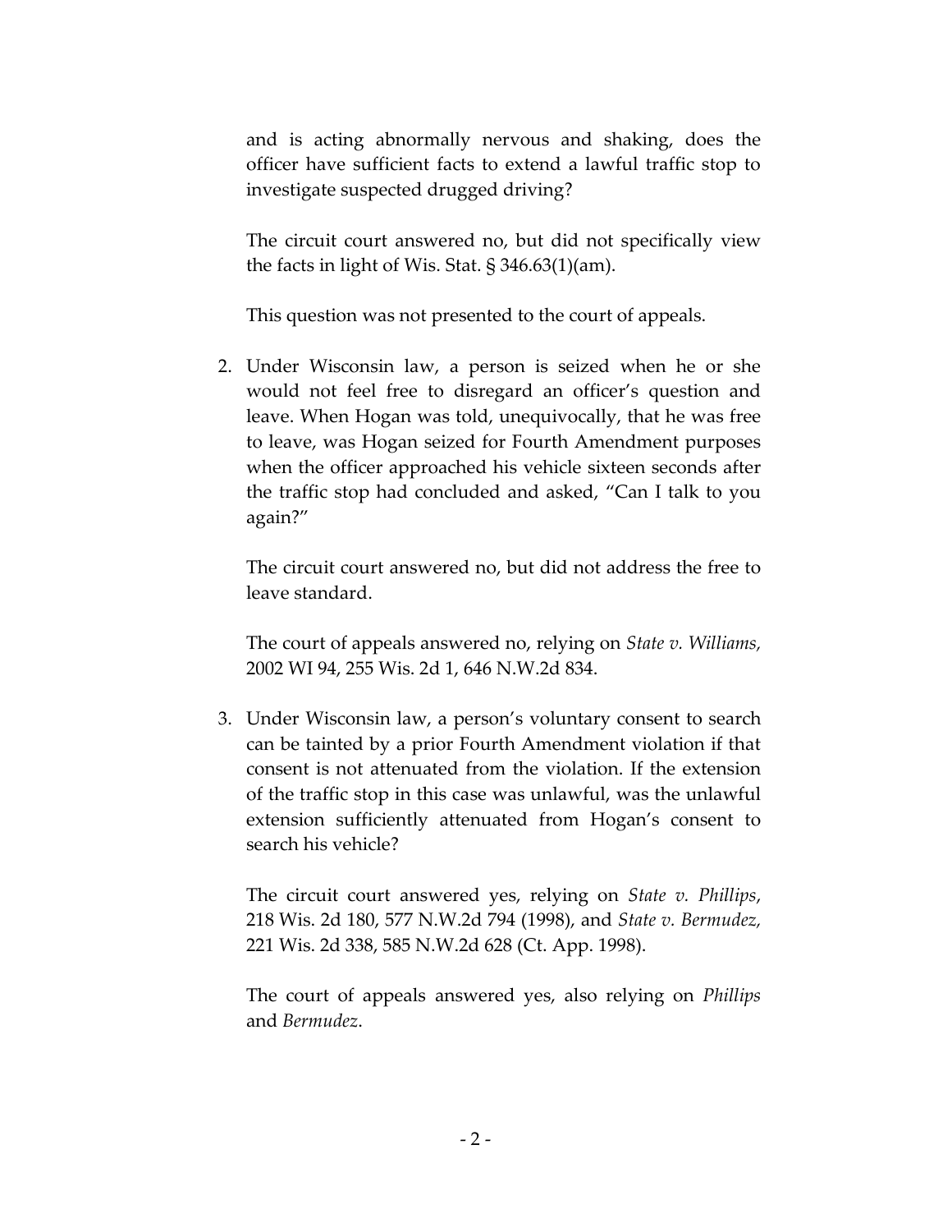and is acting abnormally nervous and shaking, does the officer have sufficient facts to extend a lawful traffic stop to investigate suspected drugged driving?

The circuit court answered no, but did not specifically view the facts in light of Wis. Stat. § 346.63(1)(am).

This question was not presented to the court of appeals.

2. Under Wisconsin law, a person is seized when he or she would not feel free to disregard an officer's question and leave. When Hogan was told, unequivocally, that he was free to leave, was Hogan seized for Fourth Amendment purposes when the officer approached his vehicle sixteen seconds after the traffic stop had concluded and asked, "Can I talk to you again?"

   The circuit court answered no, but did not address the free to leave standard.

   The court of appeals answered no, relying on *State v. Williams,* 2002 WI 94, 255 Wis. 2d 1, 646 N.W.2d 834.

3. Under Wisconsin law, a person's voluntary consent to search can be tainted by a prior Fourth Amendment violation if that consent is not attenuated from the violation. If the extension of the traffic stop in this case was unlawful, was the unlawful extension sufficiently attenuated from Hogan's consent to search his vehicle?

   The circuit court answered yes, relying on *State v. Phillips*, 218 Wis. 2d 180, 577 N.W.2d 794 (1998), and *State v. Bermudez,* 221 Wis. 2d 338, 585 N.W.2d 628 (Ct. App. 1998).

   The court of appeals answered yes, also relying on *Phillips* and *Bermudez*.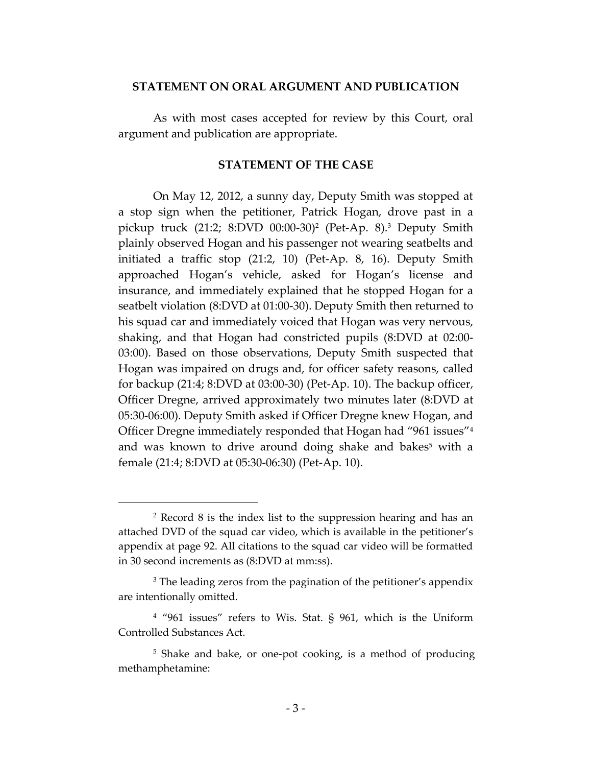## STATEMENT ON ORAL ARGUMENT AND PUBLICATION

As with most cases accepted for review by this Court, oral argument and publication are appropriate.

## STATEMENT OF THE CASE

On May 12, 2012, a sunny day, Deputy Smith was stopped at a stop sign when the petitioner, Patrick Hogan, drove past in a pickup truck (21:2; 8:DVD 00:00-30)[2] (Pet-Ap. 8).[3] Deputy Smith plainly observed Hogan and his passenger not wearing seatbelts and initiated a traffic stop (21:2, 10) (Pet-Ap. 8, 16). Deputy Smith approached Hogan's vehicle, asked for Hogan's license and insurance, and immediately explained that he stopped Hogan for a seatbelt violation (8:DVD at 01:00-30). Deputy Smith then returned to his squad car and immediately voiced that Hogan was very nervous, shaking, and that Hogan had constricted pupils (8:DVD at 02:00-03:00). Based on those observations, Deputy Smith suspected that Hogan was impaired on drugs and, for officer safety reasons, called for backup (21:4; 8:DVD at 03:00-30) (Pet-Ap. 10). The backup officer, Officer Dregne, arrived approximately two minutes later (8:DVD at 05:30-06:00). Deputy Smith asked if Officer Dregne knew Hogan, and Officer Dregne immediately responded that Hogan had "961 issues"[4] and was known to drive around doing shake and bakes[5] with a female (21:4; 8:DVD at 05:30-06:30) (Pet-Ap. 10).

---

[2] Record 8 is the index list to the suppression hearing and has an attached DVD of the squad car video, which is available in the petitioner's appendix at page 92. All citations to the squad car video will be formatted in 30 second increments as (8:DVD at mm:ss).

[3] The leading zeros from the pagination of the petitioner's appendix are intentionally omitted.

[4] "961 issues" refers to Wis. Stat. § 961, which is the Uniform Controlled Substances Act.

[5] Shake and bake, or one-pot cooking, is a method of producing methamphetamine: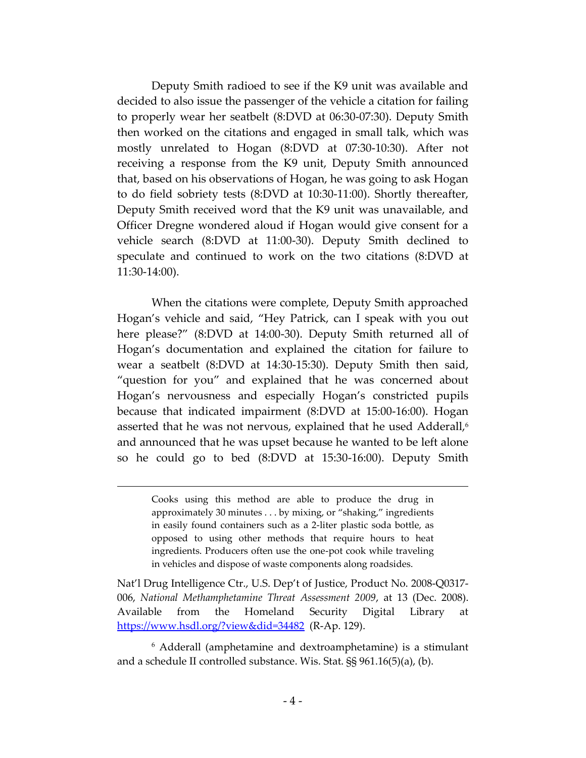Deputy Smith radioed to see if the K9 unit was available and decided to also issue the passenger of the vehicle a citation for failing to properly wear her seatbelt (8:DVD at 06:30-07:30). Deputy Smith then worked on the citations and engaged in small talk, which was mostly unrelated to Hogan (8:DVD at 07:30-10:30). After not receiving a response from the K9 unit, Deputy Smith announced that, based on his observations of Hogan, he was going to ask Hogan to do field sobriety tests (8:DVD at 10:30-11:00). Shortly thereafter, Deputy Smith received word that the K9 unit was unavailable, and Officer Dregne wondered aloud if Hogan would give consent for a vehicle search (8:DVD at 11:00-30). Deputy Smith declined to speculate and continued to work on the two citations (8:DVD at 11:30-14:00).

When the citations were complete, Deputy Smith approached Hogan's vehicle and said, "Hey Patrick, can I speak with you out here please?" (8:DVD at 14:00-30). Deputy Smith returned all of Hogan's documentation and explained the citation for failure to wear a seatbelt (8:DVD at 14:30-15:30). Deputy Smith then said, "question for you" and explained that he was concerned about Hogan's nervousness and especially Hogan's constricted pupils because that indicated impairment (8:DVD at 15:00-16:00). Hogan asserted that he was not nervous, explained that he used Adderall,[6] and announced that he was upset because he wanted to be left alone so he could go to bed (8:DVD at 15:30-16:00). Deputy Smith

---

> Cooks using this method are able to produce the drug in approximately 30 minutes . . . by mixing, or "shaking," ingredients in easily found containers such as a 2-liter plastic soda bottle, as opposed to using other methods that require hours to heat ingredients. Producers often use the one-pot cook while traveling in vehicles and dispose of waste components along roadsides.

Nat'l Drug Intelligence Ctr., U.S. Dep't of Justice, Product No. 2008-Q0317-006, *National Methamphetamine Threat Assessment 2009*, at 13 (Dec. 2008). Available from the Homeland Security Digital Library at https://www.hsdl.org/?view&did=34482 (R-Ap. 129).

[6] Adderall (amphetamine and dextroamphetamine) is a stimulant and a schedule II controlled substance. Wis. Stat. §§ 961.16(5)(a), (b).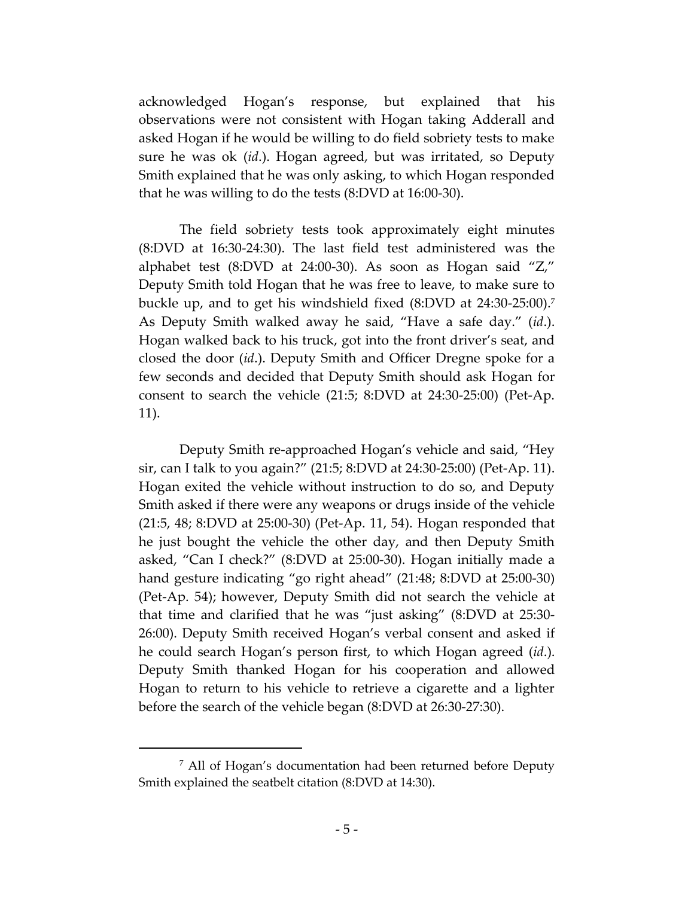acknowledged Hogan's response, but explained that his observations were not consistent with Hogan taking Adderall and asked Hogan if he would be willing to do field sobriety tests to make sure he was ok (*id*.). Hogan agreed, but was irritated, so Deputy Smith explained that he was only asking, to which Hogan responded that he was willing to do the tests (8:DVD at 16:00-30).

The field sobriety tests took approximately eight minutes (8:DVD at 16:30-24:30). The last field test administered was the alphabet test (8:DVD at 24:00-30). As soon as Hogan said "Z," Deputy Smith told Hogan that he was free to leave, to make sure to buckle up, and to get his windshield fixed (8:DVD at 24:30-25:00).[7] As Deputy Smith walked away he said, "Have a safe day." (*id*.). Hogan walked back to his truck, got into the front driver's seat, and closed the door (*id*.). Deputy Smith and Officer Dregne spoke for a few seconds and decided that Deputy Smith should ask Hogan for consent to search the vehicle (21:5; 8:DVD at 24:30-25:00) (Pet-Ap. 11).

Deputy Smith re-approached Hogan's vehicle and said, "Hey sir, can I talk to you again?" (21:5; 8:DVD at 24:30-25:00) (Pet-Ap. 11). Hogan exited the vehicle without instruction to do so, and Deputy Smith asked if there were any weapons or drugs inside of the vehicle (21:5, 48; 8:DVD at 25:00-30) (Pet-Ap. 11, 54). Hogan responded that he just bought the vehicle the other day, and then Deputy Smith asked, "Can I check?" (8:DVD at 25:00-30). Hogan initially made a hand gesture indicating "go right ahead" (21:48; 8:DVD at 25:00-30) (Pet-Ap. 54); however, Deputy Smith did not search the vehicle at that time and clarified that he was "just asking" (8:DVD at 25:30-26:00). Deputy Smith received Hogan's verbal consent and asked if he could search Hogan's person first, to which Hogan agreed (*id*.). Deputy Smith thanked Hogan for his cooperation and allowed Hogan to return to his vehicle to retrieve a cigarette and a lighter before the search of the vehicle began (8:DVD at 26:30-27:30).

[7] All of Hogan's documentation had been returned before Deputy Smith explained the seatbelt citation (8:DVD at 14:30).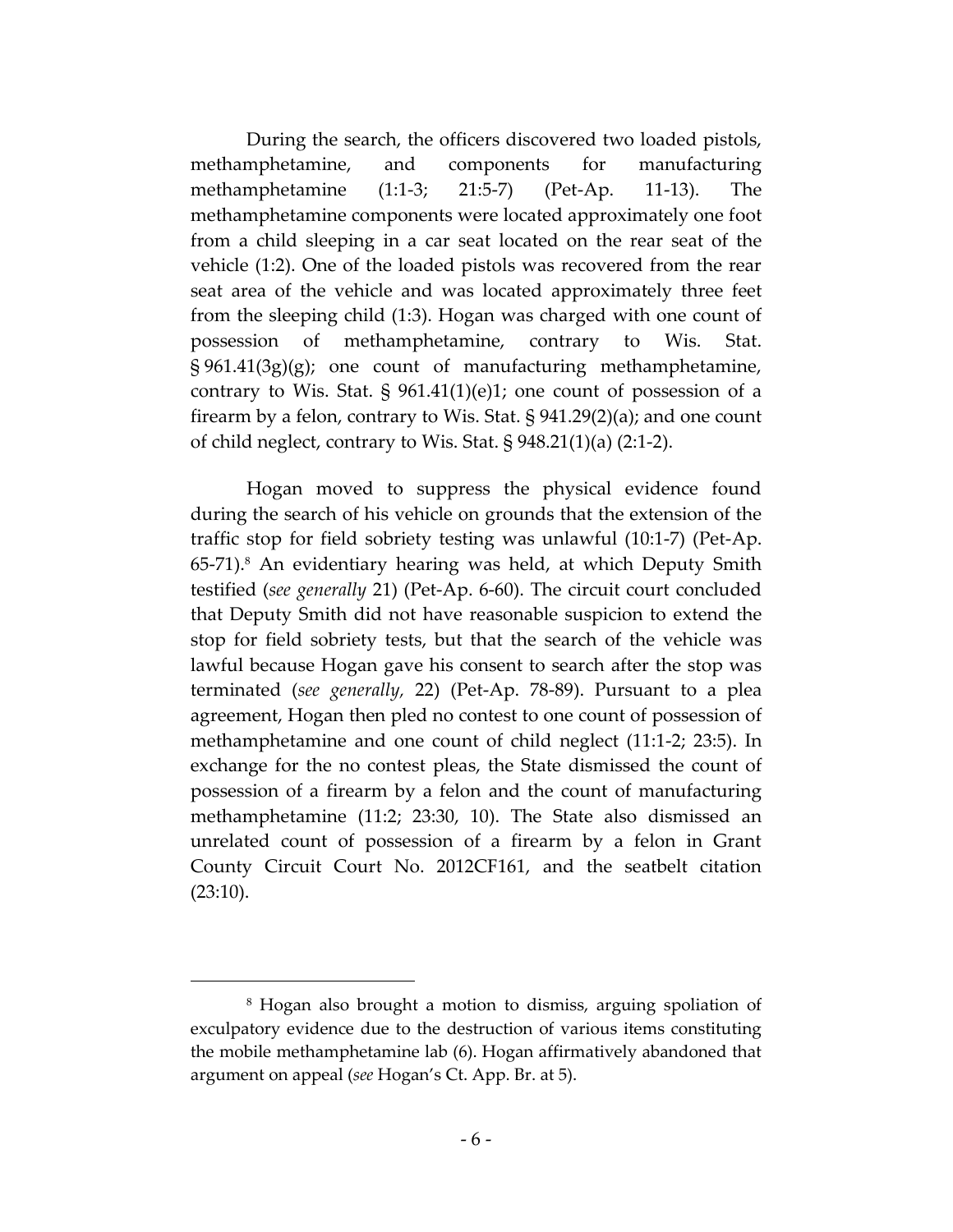During the search, the officers discovered two loaded pistols, methamphetamine, and components for manufacturing methamphetamine (1:1-3; 21:5-7) (Pet-Ap. 11-13). The methamphetamine components were located approximately one foot from a child sleeping in a car seat located on the rear seat of the vehicle (1:2). One of the loaded pistols was recovered from the rear seat area of the vehicle and was located approximately three feet from the sleeping child (1:3). Hogan was charged with one count of possession of methamphetamine, contrary to Wis. Stat. § 961.41(3g)(g); one count of manufacturing methamphetamine, contrary to Wis. Stat. § 961.41(1)(e)1; one count of possession of a firearm by a felon, contrary to Wis. Stat. § 941.29(2)(a); and one count of child neglect, contrary to Wis. Stat. § 948.21(1)(a) (2:1-2).

Hogan moved to suppress the physical evidence found during the search of his vehicle on grounds that the extension of the traffic stop for field sobriety testing was unlawful (10:1-7) (Pet-Ap. 65-71).[8] An evidentiary hearing was held, at which Deputy Smith testified (*see generally* 21) (Pet-Ap. 6-60). The circuit court concluded that Deputy Smith did not have reasonable suspicion to extend the stop for field sobriety tests, but that the search of the vehicle was lawful because Hogan gave his consent to search after the stop was terminated (*see generally*, 22) (Pet-Ap. 78-89). Pursuant to a plea agreement, Hogan then pled no contest to one count of possession of methamphetamine and one count of child neglect (11:1-2; 23:5). In exchange for the no contest pleas, the State dismissed the count of possession of a firearm by a felon and the count of manufacturing methamphetamine (11:2; 23:30, 10). The State also dismissed an unrelated count of possession of a firearm by a felon in Grant County Circuit Court No. 2012CF161, and the seatbelt citation (23:10).

---

[8] Hogan also brought a motion to dismiss, arguing spoliation of exculpatory evidence due to the destruction of various items constituting the mobile methamphetamine lab (6). Hogan affirmatively abandoned that argument on appeal (*see* Hogan's Ct. App. Br. at 5).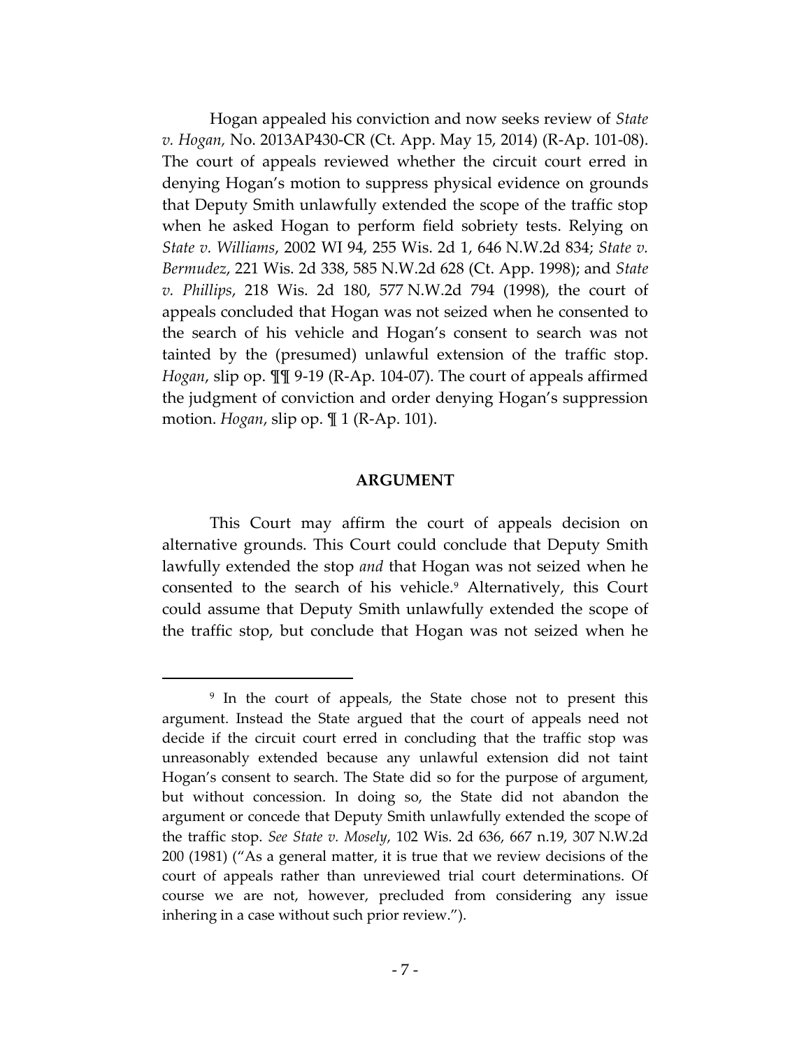Hogan appealed his conviction and now seeks review of *State v. Hogan*, No. 2013AP430-CR (Ct. App. May 15, 2014) (R-Ap. 101-08). The court of appeals reviewed whether the circuit court erred in denying Hogan's motion to suppress physical evidence on grounds that Deputy Smith unlawfully extended the scope of the traffic stop when he asked Hogan to perform field sobriety tests. Relying on *State v. Williams*, 2002 WI 94, 255 Wis. 2d 1, 646 N.W.2d 834; *State v. Bermudez*, 221 Wis. 2d 338, 585 N.W.2d 628 (Ct. App. 1998); and *State v. Phillips*, 218 Wis. 2d 180, 577 N.W.2d 794 (1998), the court of appeals concluded that Hogan was not seized when he consented to the search of his vehicle and Hogan's consent to search was not tainted by the (presumed) unlawful extension of the traffic stop. *Hogan*, slip op. ¶¶ 9-19 (R-Ap. 104-07). The court of appeals affirmed the judgment of conviction and order denying Hogan's suppression motion. *Hogan*, slip op. ¶ 1 (R-Ap. 101).

## ARGUMENT

This Court may affirm the court of appeals decision on alternative grounds. This Court could conclude that Deputy Smith lawfully extended the stop *and* that Hogan was not seized when he consented to the search of his vehicle.[9] Alternatively, this Court could assume that Deputy Smith unlawfully extended the scope of the traffic stop, but conclude that Hogan was not seized when he

---

[9] In the court of appeals, the State chose not to present this argument. Instead the State argued that the court of appeals need not decide if the circuit court erred in concluding that the traffic stop was unreasonably extended because any unlawful extension did not taint Hogan's consent to search. The State did so for the purpose of argument, but without concession. In doing so, the State did not abandon the argument or concede that Deputy Smith unlawfully extended the scope of the traffic stop. *See State v. Mosely*, 102 Wis. 2d 636, 667 n.19, 307 N.W.2d 200 (1981) ("As a general matter, it is true that we review decisions of the court of appeals rather than unreviewed trial court determinations. Of course we are not, however, precluded from considering any issue inhering in a case without such prior review.").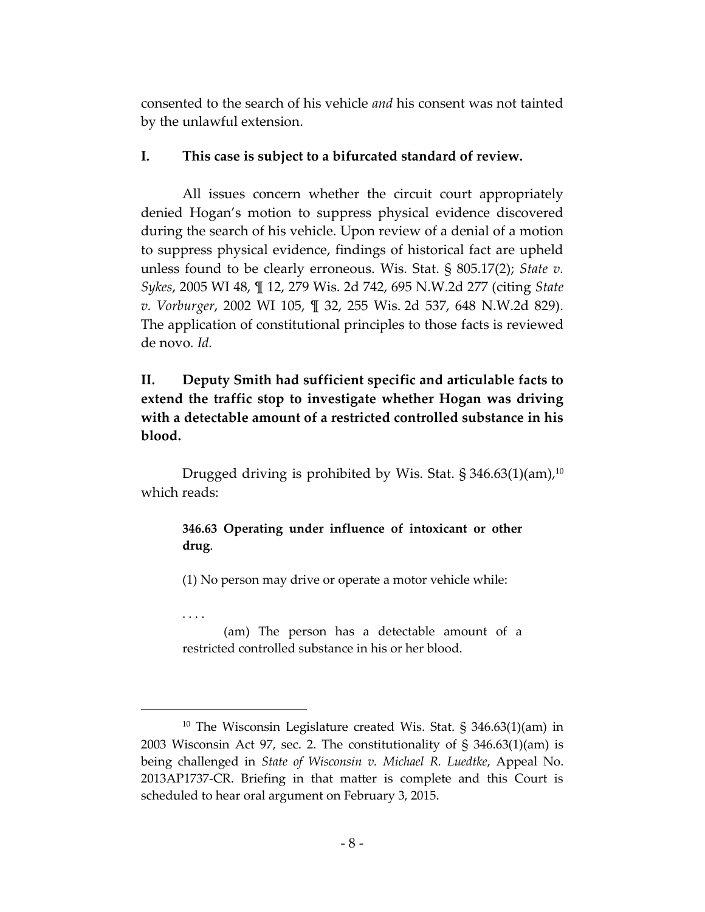consented to the search of his vehicle *and* his consent was not tainted by the unlawful extension.

## I. This case is subject to a bifurcated standard of review.

All issues concern whether the circuit court appropriately denied Hogan's motion to suppress physical evidence discovered during the search of his vehicle. Upon review of a denial of a motion to suppress physical evidence, findings of historical fact are upheld unless found to be clearly erroneous. Wis. Stat. § 805.17(2); *State v. Sykes*, 2005 WI 48, ¶ 12, 279 Wis. 2d 742, 695 N.W.2d 277 (citing *State v. Vorburger*, 2002 WI 105, ¶ 32, 255 Wis. 2d 537, 648 N.W.2d 829). The application of constitutional principles to those facts is reviewed de novo. *Id.*

## II. Deputy Smith had sufficient specific and articulable facts to extend the traffic stop to investigate whether Hogan was driving with a detectable amount of a restricted controlled substance in his blood.

Drugged driving is prohibited by Wis. Stat. § 346.63(1)(am),[10] which reads:

> **346.63 Operating under influence of intoxicant or other drug**.
>
> (1) No person may drive or operate a motor vehicle while:
>
> . . . .
>
> (am) The person has a detectable amount of a restricted controlled substance in his or her blood.

---

[10] The Wisconsin Legislature created Wis. Stat. § 346.63(1)(am) in 2003 Wisconsin Act 97, sec. 2. The constitutionality of § 346.63(1)(am) is being challenged in *State of Wisconsin v. Michael R. Luedtke*, Appeal No. 2013AP1737-CR. Briefing in that matter is complete and this Court is scheduled to hear oral argument on February 3, 2015.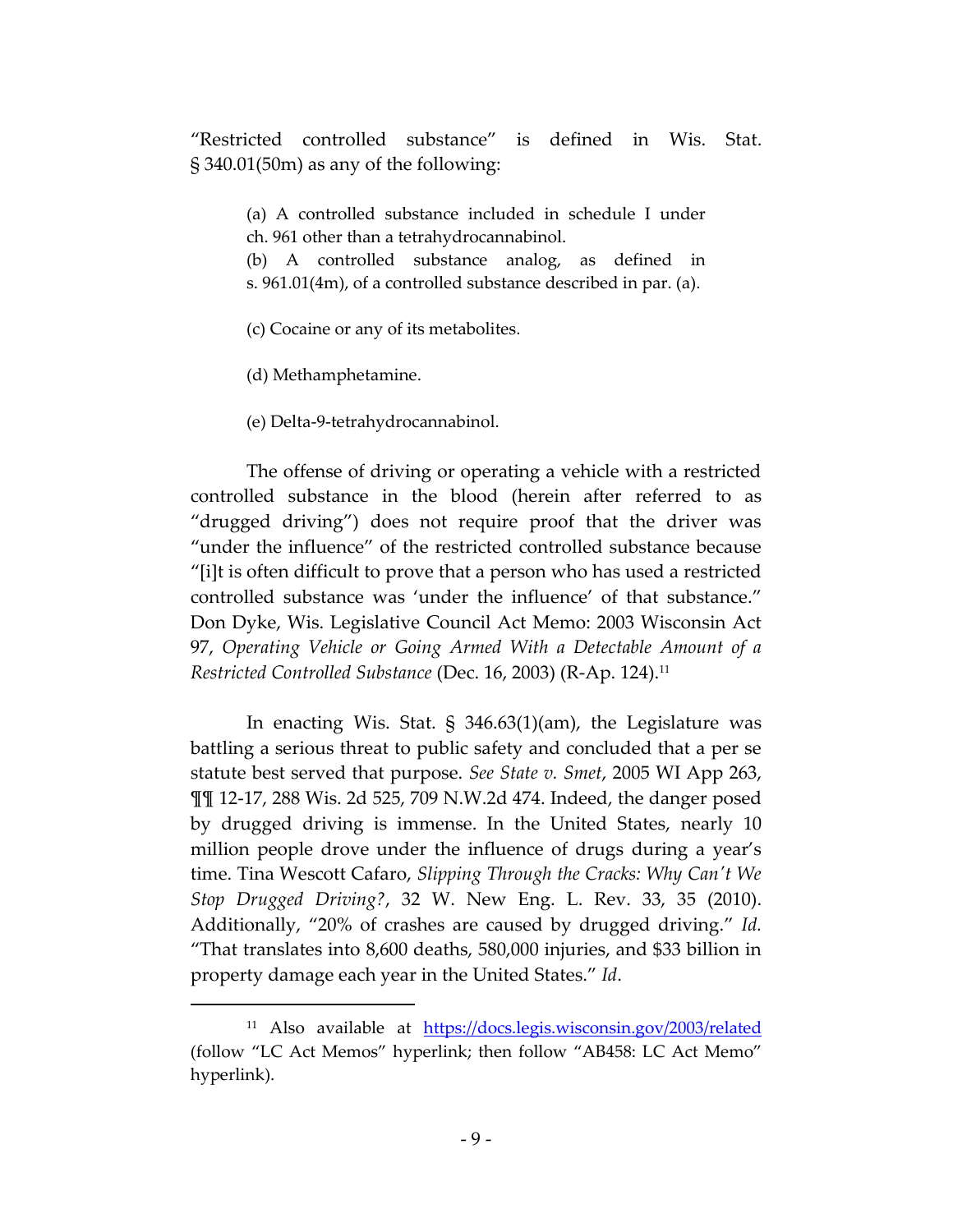"Restricted controlled substance" is defined in Wis. Stat. § 340.01(50m) as any of the following:

> (a) A controlled substance included in schedule I under ch. 961 other than a tetrahydrocannabinol.
>
> (b) A controlled substance analog, as defined in s. 961.01(4m), of a controlled substance described in par. (a).
>
> (c) Cocaine or any of its metabolites.
>
> (d) Methamphetamine.
>
> (e) Delta-9-tetrahydrocannabinol.

The offense of driving or operating a vehicle with a restricted controlled substance in the blood (herein after referred to as "drugged driving") does not require proof that the driver was "under the influence" of the restricted controlled substance because "[i]t is often difficult to prove that a person who has used a restricted controlled substance was 'under the influence' of that substance." Don Dyke, Wis. Legislative Council Act Memo: 2003 Wisconsin Act 97, *Operating Vehicle or Going Armed With a Detectable Amount of a Restricted Controlled Substance* (Dec. 16, 2003) (R-Ap. 124).[11]

In enacting Wis. Stat. § 346.63(1)(am), the Legislature was battling a serious threat to public safety and concluded that a per se statute best served that purpose. *See State v. Smet*, 2005 WI App 263, ¶¶ 12-17, 288 Wis. 2d 525, 709 N.W.2d 474. Indeed, the danger posed by drugged driving is immense. In the United States, nearly 10 million people drove under the influence of drugs during a year's time. Tina Wescott Cafaro, *Slipping Through the Cracks: Why Can't We Stop Drugged Driving?*, 32 W. New Eng. L. Rev. 33, 35 (2010). Additionally, "20% of crashes are caused by drugged driving." *Id.* "That translates into 8,600 deaths, 580,000 injuries, and $33 billion in property damage each year in the United States." *Id*.

---

[11] Also available at https://docs.legis.wisconsin.gov/2003/related (follow "LC Act Memos" hyperlink; then follow "AB458: LC Act Memo" hyperlink).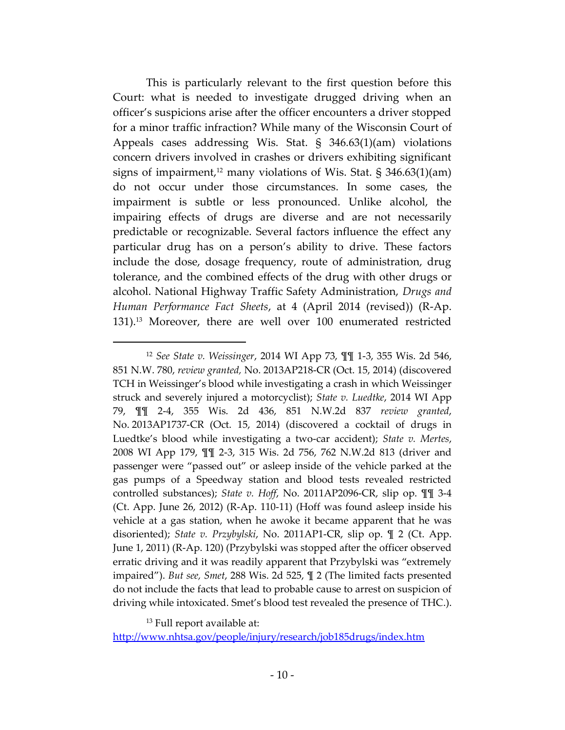This is particularly relevant to the first question before this Court: what is needed to investigate drugged driving when an officer's suspicions arise after the officer encounters a driver stopped for a minor traffic infraction? While many of the Wisconsin Court of Appeals cases addressing Wis. Stat. § 346.63(1)(am) violations concern drivers involved in crashes or drivers exhibiting significant signs of impairment,[12] many violations of Wis. Stat. § 346.63(1)(am) do not occur under those circumstances. In some cases, the impairment is subtle or less pronounced. Unlike alcohol, the impairing effects of drugs are diverse and are not necessarily predictable or recognizable. Several factors influence the effect any particular drug has on a person's ability to drive. These factors include the dose, dosage frequency, route of administration, drug tolerance, and the combined effects of the drug with other drugs or alcohol. National Highway Traffic Safety Administration, *Drugs and Human Performance Fact Sheets*, at 4 (April 2014 (revised)) (R-Ap. 131).[13] Moreover, there are well over 100 enumerated restricted

---

[12] *See State v. Weissinger*, 2014 WI App 73, ¶¶ 1-3, 355 Wis. 2d 546, 851 N.W. 780, *review granted,* No. 2013AP218-CR (Oct. 15, 2014) (discovered TCH in Weissinger's blood while investigating a crash in which Weissinger struck and severely injured a motorcyclist); *State v. Luedtke*, 2014 WI App 79, ¶¶ 2-4, 355 Wis. 2d 436, 851 N.W.2d 837 *review granted*, No. 2013AP1737-CR (Oct. 15, 2014) (discovered a cocktail of drugs in Luedtke's blood while investigating a two-car accident); *State v. Mertes*, 2008 WI App 179, ¶¶ 2-3, 315 Wis. 2d 756, 762 N.W.2d 813 (driver and passenger were "passed out" or asleep inside of the vehicle parked at the gas pumps of a Speedway station and blood tests revealed restricted controlled substances); *State v. Hoff*, No. 2011AP2096-CR, slip op. ¶¶ 3-4 (Ct. App. June 26, 2012) (R-Ap. 110-11) (Hoff was found asleep inside his vehicle at a gas station, when he awoke it became apparent that he was disoriented); *State v. Przybylski*, No. 2011AP1-CR, slip op. ¶ 2 (Ct. App. June 1, 2011) (R-Ap. 120) (Przybylski was stopped after the officer observed erratic driving and it was readily apparent that Przybylski was "extremely impaired"). *But see, Smet*, 288 Wis. 2d 525, ¶ 2 (The limited facts presented do not include the facts that lead to probable cause to arrest on suspicion of driving while intoxicated. Smet's blood test revealed the presence of THC.).

[13] Full report available at:
http://www.nhtsa.gov/people/injury/research/job185drugs/index.htm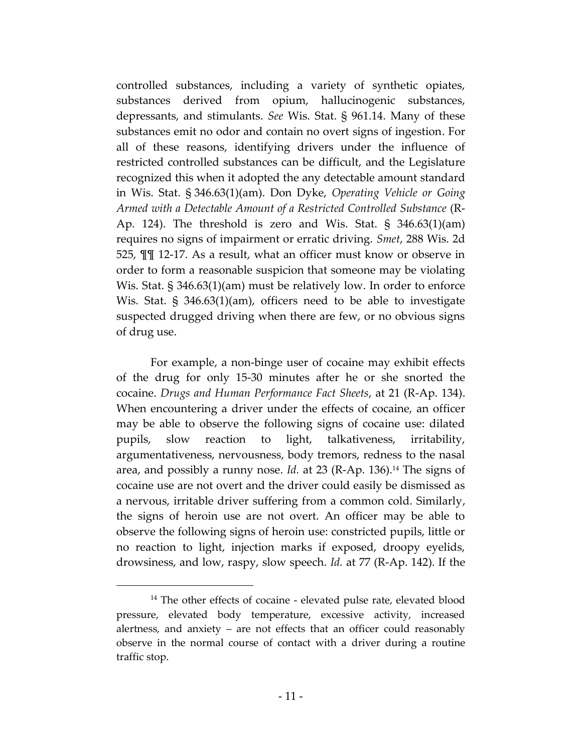controlled substances, including a variety of synthetic opiates, substances derived from opium, hallucinogenic substances, depressants, and stimulants. *See* Wis. Stat. § 961.14. Many of these substances emit no odor and contain no overt signs of ingestion. For all of these reasons, identifying drivers under the influence of restricted controlled substances can be difficult, and the Legislature recognized this when it adopted the any detectable amount standard in Wis. Stat. § 346.63(1)(am). Don Dyke, *Operating Vehicle or Going Armed with a Detectable Amount of a Restricted Controlled Substance* (R-Ap. 124). The threshold is zero and Wis. Stat. § 346.63(1)(am) requires no signs of impairment or erratic driving. *Smet*, 288 Wis. 2d 525, ¶¶ 12-17. As a result, what an officer must know or observe in order to form a reasonable suspicion that someone may be violating Wis. Stat. § 346.63(1)(am) must be relatively low. In order to enforce Wis. Stat. § 346.63(1)(am), officers need to be able to investigate suspected drugged driving when there are few, or no obvious signs of drug use.

For example, a non-binge user of cocaine may exhibit effects of the drug for only 15-30 minutes after he or she snorted the cocaine. *Drugs and Human Performance Fact Sheets*, at 21 (R-Ap. 134). When encountering a driver under the effects of cocaine, an officer may be able to observe the following signs of cocaine use: dilated pupils, slow reaction to light, talkativeness, irritability, argumentativeness, nervousness, body tremors, redness to the nasal area, and possibly a runny nose. *Id.* at 23 (R-Ap. 136).[14] The signs of cocaine use are not overt and the driver could easily be dismissed as a nervous, irritable driver suffering from a common cold. Similarly, the signs of heroin use are not overt. An officer may be able to observe the following signs of heroin use: constricted pupils, little or no reaction to light, injection marks if exposed, droopy eyelids, drowsiness, and low, raspy, slow speech. *Id.* at 77 (R-Ap. 142). If the

---

[14] The other effects of cocaine - elevated pulse rate, elevated blood pressure, elevated body temperature, excessive activity, increased alertness, and anxiety – are not effects that an officer could reasonably observe in the normal course of contact with a driver during a routine traffic stop.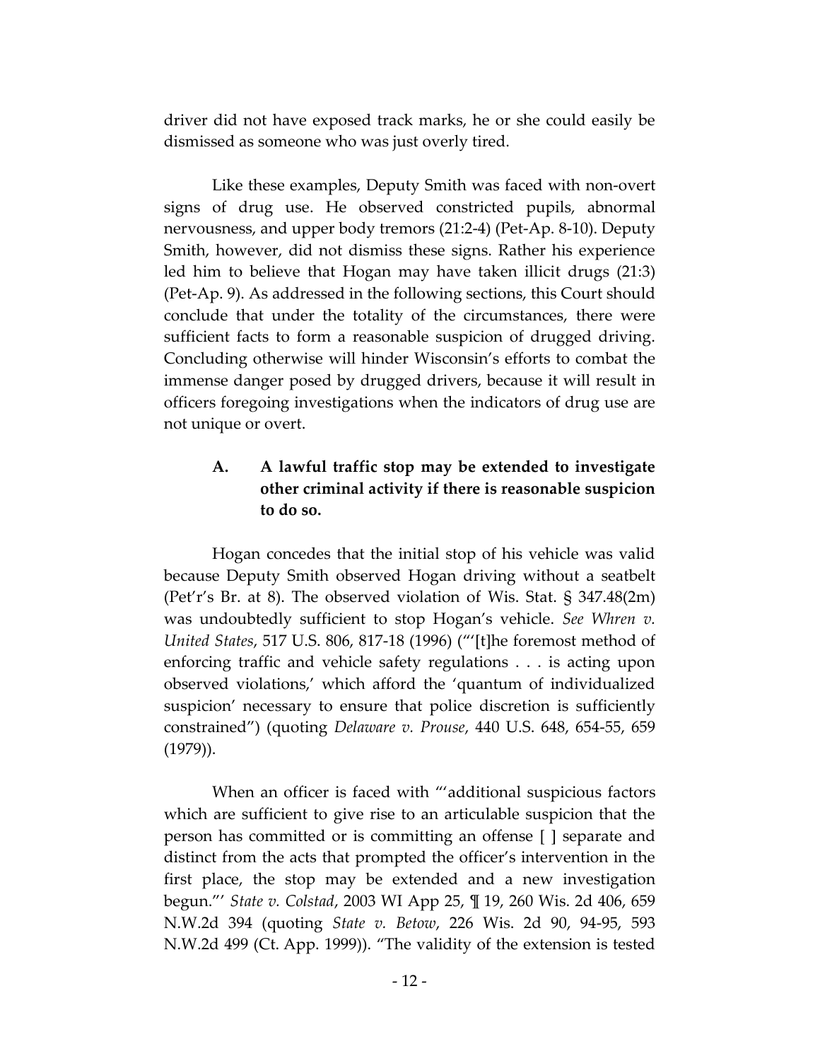driver did not have exposed track marks, he or she could easily be dismissed as someone who was just overly tired.

Like these examples, Deputy Smith was faced with non-overt signs of drug use. He observed constricted pupils, abnormal nervousness, and upper body tremors (21:2-4) (Pet-Ap. 8-10). Deputy Smith, however, did not dismiss these signs. Rather his experience led him to believe that Hogan may have taken illicit drugs (21:3) (Pet-Ap. 9). As addressed in the following sections, this Court should conclude that under the totality of the circumstances, there were sufficient facts to form a reasonable suspicion of drugged driving. Concluding otherwise will hinder Wisconsin's efforts to combat the immense danger posed by drugged drivers, because it will result in officers foregoing investigations when the indicators of drug use are not unique or overt.

### A. A lawful traffic stop may be extended to investigate other criminal activity if there is reasonable suspicion to do so.

Hogan concedes that the initial stop of his vehicle was valid because Deputy Smith observed Hogan driving without a seatbelt (Pet'r's Br. at 8). The observed violation of Wis. Stat. § 347.48(2m) was undoubtedly sufficient to stop Hogan's vehicle. *See Whren v. United States*, 517 U.S. 806, 817-18 (1996) ("'[t]he foremost method of enforcing traffic and vehicle safety regulations . . . is acting upon observed violations,' which afford the 'quantum of individualized suspicion' necessary to ensure that police discretion is sufficiently constrained") (quoting *Delaware v. Prouse*, 440 U.S. 648, 654-55, 659 (1979)).

When an officer is faced with "'additional suspicious factors which are sufficient to give rise to an articulable suspicion that the person has committed or is committing an offense [ ] separate and distinct from the acts that prompted the officer's intervention in the first place, the stop may be extended and a new investigation begun."' *State v. Colstad*, 2003 WI App 25, ¶ 19, 260 Wis. 2d 406, 659 N.W.2d 394 (quoting *State v. Betow*, 226 Wis. 2d 90, 94-95, 593 N.W.2d 499 (Ct. App. 1999)). "The validity of the extension is tested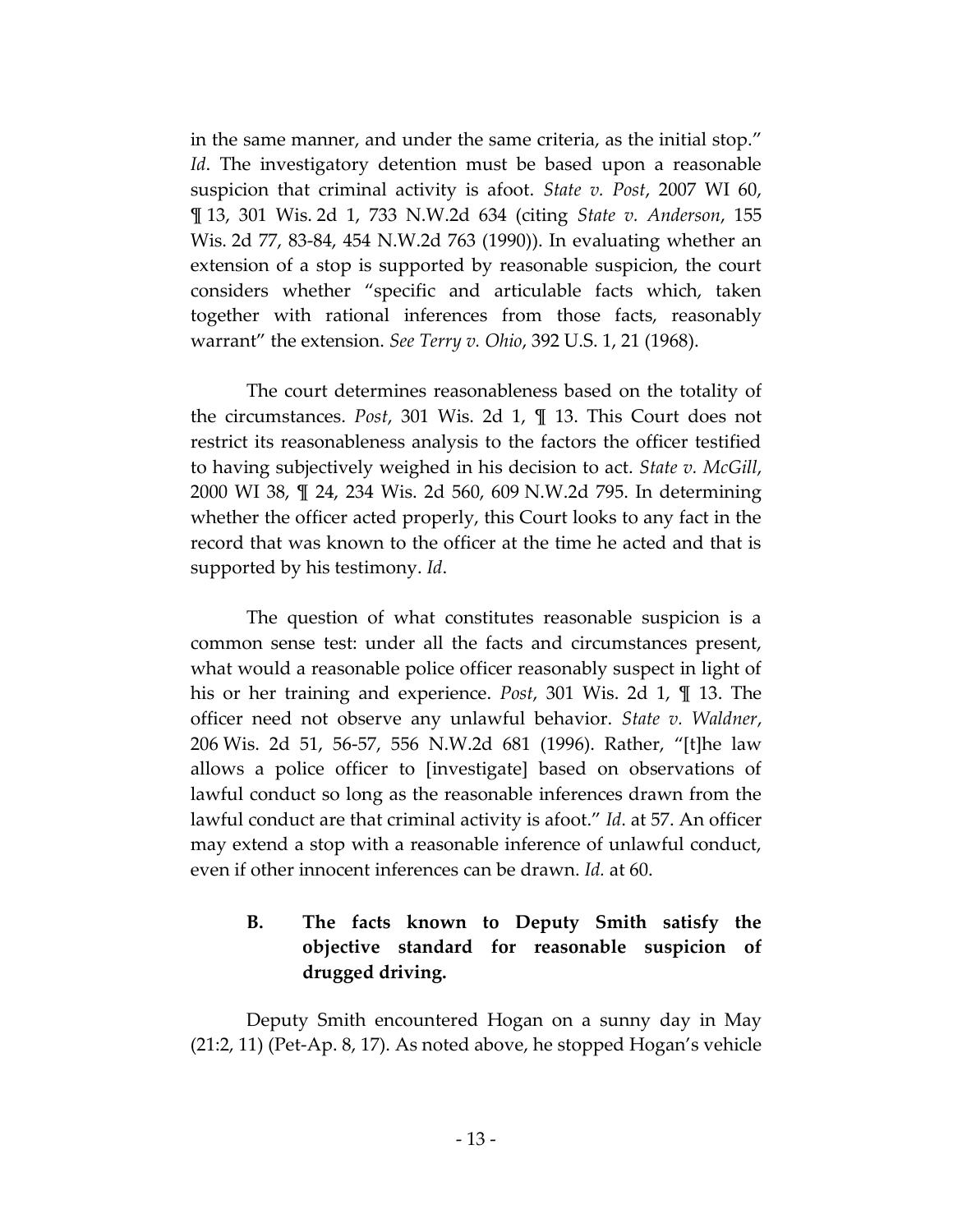in the same manner, and under the same criteria, as the initial stop." *Id*. The investigatory detention must be based upon a reasonable suspicion that criminal activity is afoot. *State v. Post*, 2007 WI 60, ¶ 13, 301 Wis. 2d 1, 733 N.W.2d 634 (citing *State v. Anderson*, 155 Wis. 2d 77, 83-84, 454 N.W.2d 763 (1990)). In evaluating whether an extension of a stop is supported by reasonable suspicion, the court considers whether "specific and articulable facts which, taken together with rational inferences from those facts, reasonably warrant" the extension. *See Terry v. Ohio*, 392 U.S. 1, 21 (1968).

The court determines reasonableness based on the totality of the circumstances. *Post*, 301 Wis. 2d 1, ¶ 13. This Court does not restrict its reasonableness analysis to the factors the officer testified to having subjectively weighed in his decision to act. *State v. McGill*, 2000 WI 38, ¶ 24, 234 Wis. 2d 560, 609 N.W.2d 795. In determining whether the officer acted properly, this Court looks to any fact in the record that was known to the officer at the time he acted and that is supported by his testimony. *Id*.

The question of what constitutes reasonable suspicion is a common sense test: under all the facts and circumstances present, what would a reasonable police officer reasonably suspect in light of his or her training and experience. *Post*, 301 Wis. 2d 1, ¶ 13. The officer need not observe any unlawful behavior. *State v. Waldner*, 206 Wis. 2d 51, 56-57, 556 N.W.2d 681 (1996). Rather, "[t]he law allows a police officer to [investigate] based on observations of lawful conduct so long as the reasonable inferences drawn from the lawful conduct are that criminal activity is afoot." *Id*. at 57. An officer may extend a stop with a reasonable inference of unlawful conduct, even if other innocent inferences can be drawn. *Id.* at 60.

### B. The facts known to Deputy Smith satisfy the objective standard for reasonable suspicion of drugged driving.

Deputy Smith encountered Hogan on a sunny day in May (21:2, 11) (Pet-Ap. 8, 17). As noted above, he stopped Hogan's vehicle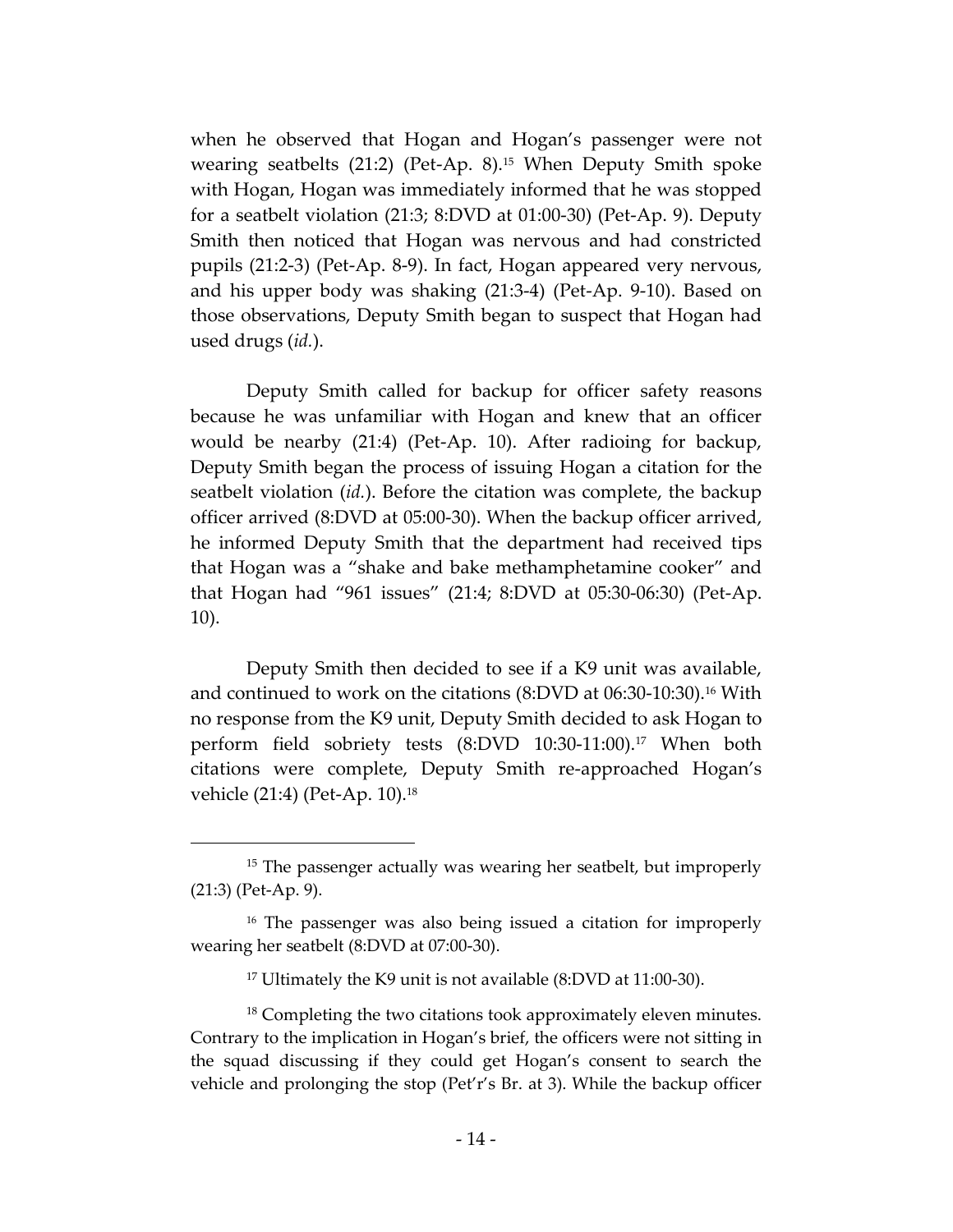when he observed that Hogan and Hogan's passenger were not wearing seatbelts (21:2) (Pet-Ap. 8).[15] When Deputy Smith spoke with Hogan, Hogan was immediately informed that he was stopped for a seatbelt violation (21:3; 8:DVD at 01:00-30) (Pet-Ap. 9). Deputy Smith then noticed that Hogan was nervous and had constricted pupils (21:2-3) (Pet-Ap. 8-9). In fact, Hogan appeared very nervous, and his upper body was shaking (21:3-4) (Pet-Ap. 9-10). Based on those observations, Deputy Smith began to suspect that Hogan had used drugs (*id.*).

Deputy Smith called for backup for officer safety reasons because he was unfamiliar with Hogan and knew that an officer would be nearby (21:4) (Pet-Ap. 10). After radioing for backup, Deputy Smith began the process of issuing Hogan a citation for the seatbelt violation (*id.*). Before the citation was complete, the backup officer arrived (8:DVD at 05:00-30). When the backup officer arrived, he informed Deputy Smith that the department had received tips that Hogan was a "shake and bake methamphetamine cooker" and that Hogan had "961 issues" (21:4; 8:DVD at 05:30-06:30) (Pet-Ap. 10).

Deputy Smith then decided to see if a K9 unit was available, and continued to work on the citations (8:DVD at 06:30-10:30).[16] With no response from the K9 unit, Deputy Smith decided to ask Hogan to perform field sobriety tests (8:DVD 10:30-11:00).[17] When both citations were complete, Deputy Smith re-approached Hogan's vehicle (21:4) (Pet-Ap. 10).[18]

---

[15] The passenger actually was wearing her seatbelt, but improperly (21:3) (Pet-Ap. 9).

[16] The passenger was also being issued a citation for improperly wearing her seatbelt (8:DVD at 07:00-30).

[17] Ultimately the K9 unit is not available (8:DVD at 11:00-30).

[18] Completing the two citations took approximately eleven minutes. Contrary to the implication in Hogan's brief, the officers were not sitting in the squad discussing if they could get Hogan's consent to search the vehicle and prolonging the stop (Pet'r's Br. at 3). While the backup officer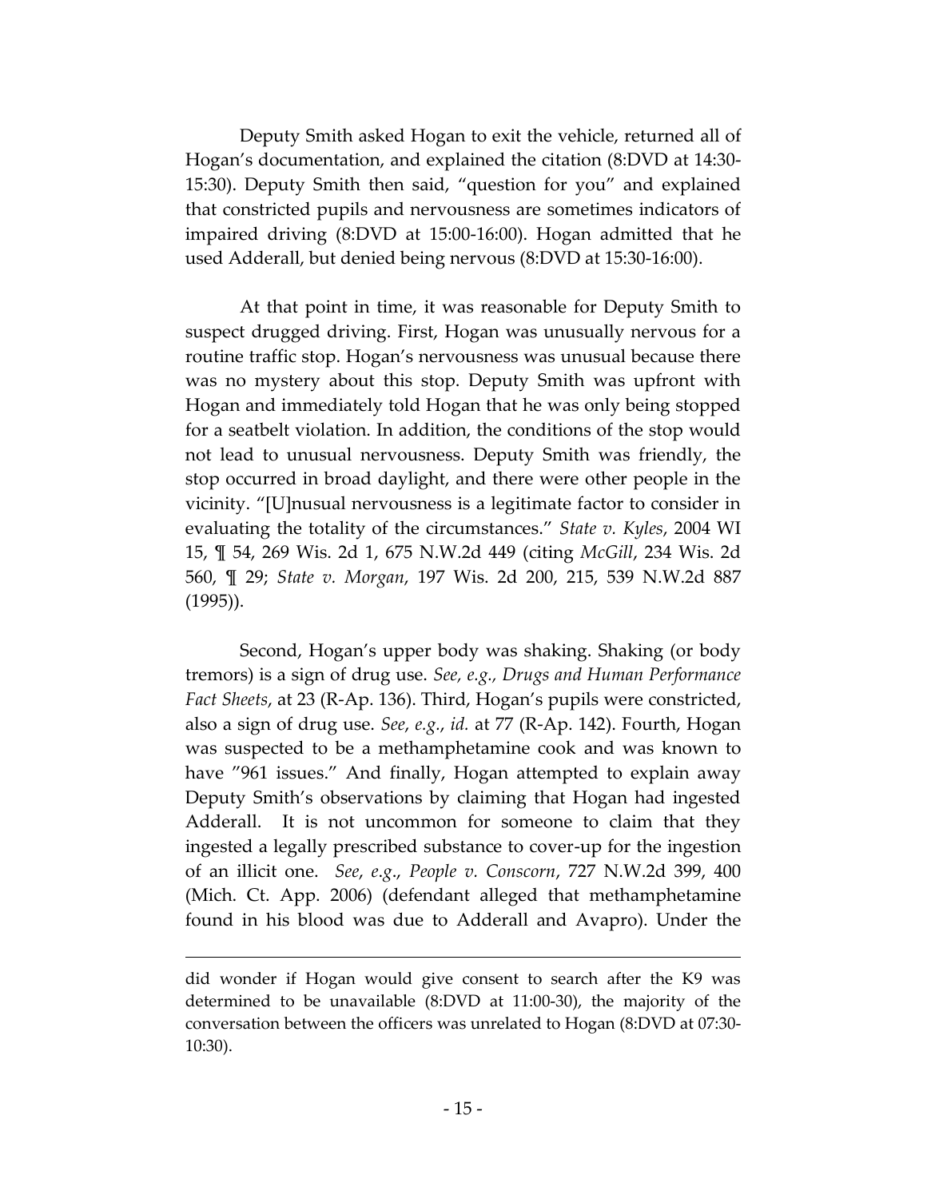Deputy Smith asked Hogan to exit the vehicle, returned all of Hogan's documentation, and explained the citation (8:DVD at 14:30-15:30). Deputy Smith then said, "question for you" and explained that constricted pupils and nervousness are sometimes indicators of impaired driving (8:DVD at 15:00-16:00). Hogan admitted that he used Adderall, but denied being nervous (8:DVD at 15:30-16:00).

At that point in time, it was reasonable for Deputy Smith to suspect drugged driving. First, Hogan was unusually nervous for a routine traffic stop. Hogan's nervousness was unusual because there was no mystery about this stop. Deputy Smith was upfront with Hogan and immediately told Hogan that he was only being stopped for a seatbelt violation. In addition, the conditions of the stop would not lead to unusual nervousness. Deputy Smith was friendly, the stop occurred in broad daylight, and there were other people in the vicinity. "[U]nusual nervousness is a legitimate factor to consider in evaluating the totality of the circumstances." *State v. Kyles*, 2004 WI 15, ¶ 54, 269 Wis. 2d 1, 675 N.W.2d 449 (citing *McGill*, 234 Wis. 2d 560, ¶ 29; *State v. Morgan*, 197 Wis. 2d 200, 215, 539 N.W.2d 887 (1995)).

Second, Hogan's upper body was shaking. Shaking (or body tremors) is a sign of drug use. *See, e.g., Drugs and Human Performance Fact Sheets*, at 23 (R-Ap. 136). Third, Hogan's pupils were constricted, also a sign of drug use. *See*, *e.g.*, *id.* at 77 (R-Ap. 142). Fourth, Hogan was suspected to be a methamphetamine cook and was known to have "961 issues." And finally, Hogan attempted to explain away Deputy Smith's observations by claiming that Hogan had ingested Adderall. It is not uncommon for someone to claim that they ingested a legally prescribed substance to cover-up for the ingestion of an illicit one. *See*, *e.g*., *People v. Conscorn*, 727 N.W.2d 399, 400 (Mich. Ct. App. 2006) (defendant alleged that methamphetamine found in his blood was due to Adderall and Avapro). Under the

---

did wonder if Hogan would give consent to search after the K9 was determined to be unavailable (8:DVD at 11:00-30), the majority of the conversation between the officers was unrelated to Hogan (8:DVD at 07:30-10:30).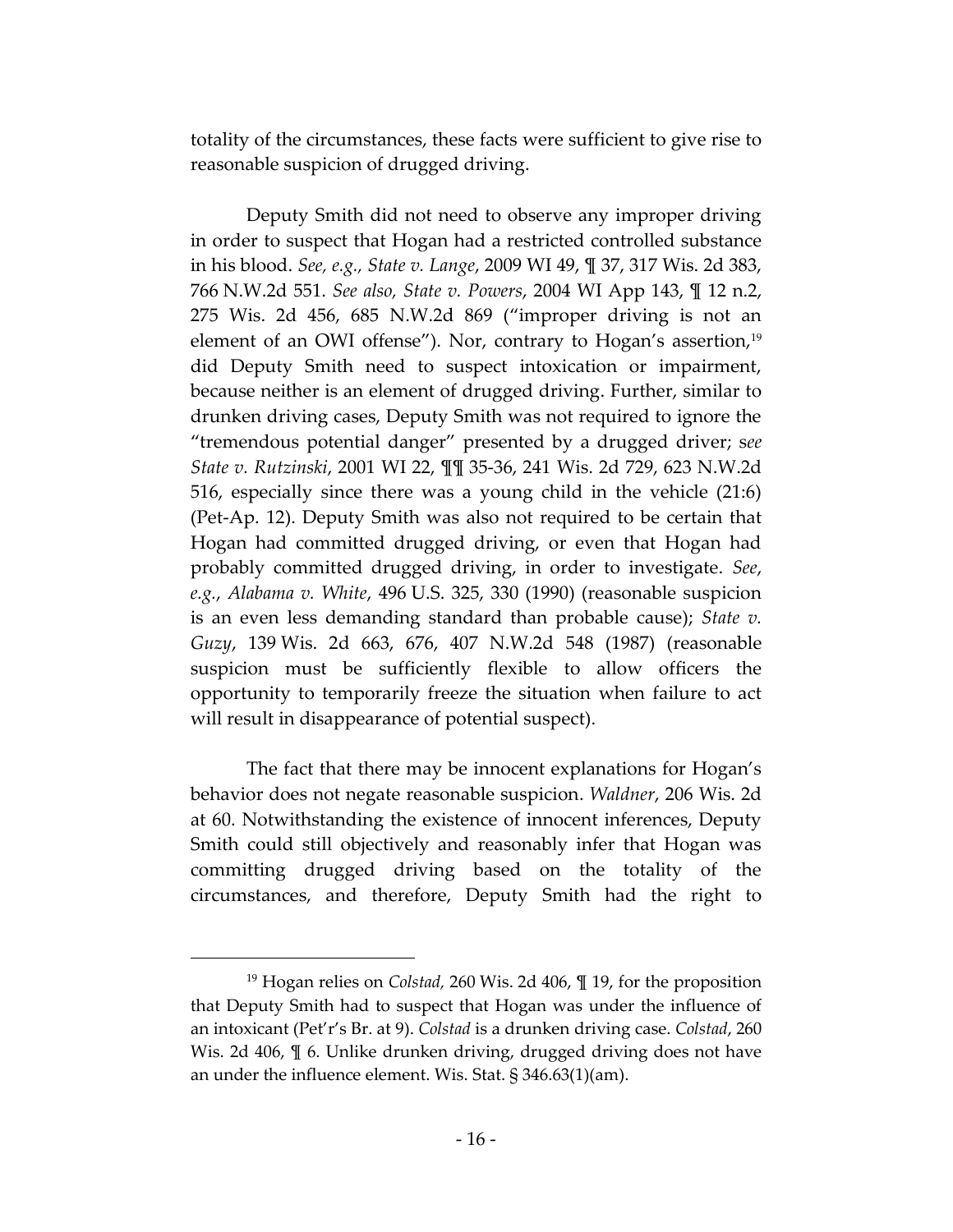totality of the circumstances, these facts were sufficient to give rise to reasonable suspicion of drugged driving.

Deputy Smith did not need to observe any improper driving in order to suspect that Hogan had a restricted controlled substance in his blood. *See, e.g., State v. Lange*, 2009 WI 49, ¶ 37, 317 Wis. 2d 383, 766 N.W.2d 551. *See also, State v. Powers*, 2004 WI App 143, ¶ 12 n.2, 275 Wis. 2d 456, 685 N.W.2d 869 ("improper driving is not an element of an OWI offense"). Nor, contrary to Hogan's assertion,[19] did Deputy Smith need to suspect intoxication or impairment, because neither is an element of drugged driving. Further, similar to drunken driving cases, Deputy Smith was not required to ignore the "tremendous potential danger" presented by a drugged driver; *see State v. Rutzinski*, 2001 WI 22, ¶¶ 35-36, 241 Wis. 2d 729, 623 N.W.2d 516, especially since there was a young child in the vehicle (21:6) (Pet-Ap. 12). Deputy Smith was also not required to be certain that Hogan had committed drugged driving, or even that Hogan had probably committed drugged driving, in order to investigate. *See, e.g., Alabama v. White*, 496 U.S. 325, 330 (1990) (reasonable suspicion is an even less demanding standard than probable cause); *State v. Guzy*, 139 Wis. 2d 663, 676, 407 N.W.2d 548 (1987) (reasonable suspicion must be sufficiently flexible to allow officers the opportunity to temporarily freeze the situation when failure to act will result in disappearance of potential suspect).

The fact that there may be innocent explanations for Hogan's behavior does not negate reasonable suspicion. *Waldner*, 206 Wis. 2d at 60. Notwithstanding the existence of innocent inferences, Deputy Smith could still objectively and reasonably infer that Hogan was committing drugged driving based on the totality of the circumstances, and therefore, Deputy Smith had the right to

---

[19] Hogan relies on *Colstad,* 260 Wis. 2d 406, ¶ 19, for the proposition that Deputy Smith had to suspect that Hogan was under the influence of an intoxicant (Pet'r's Br. at 9). *Colstad* is a drunken driving case. *Colstad*, 260 Wis. 2d 406, ¶ 6. Unlike drunken driving, drugged driving does not have an under the influence element. Wis. Stat. § 346.63(1)(am).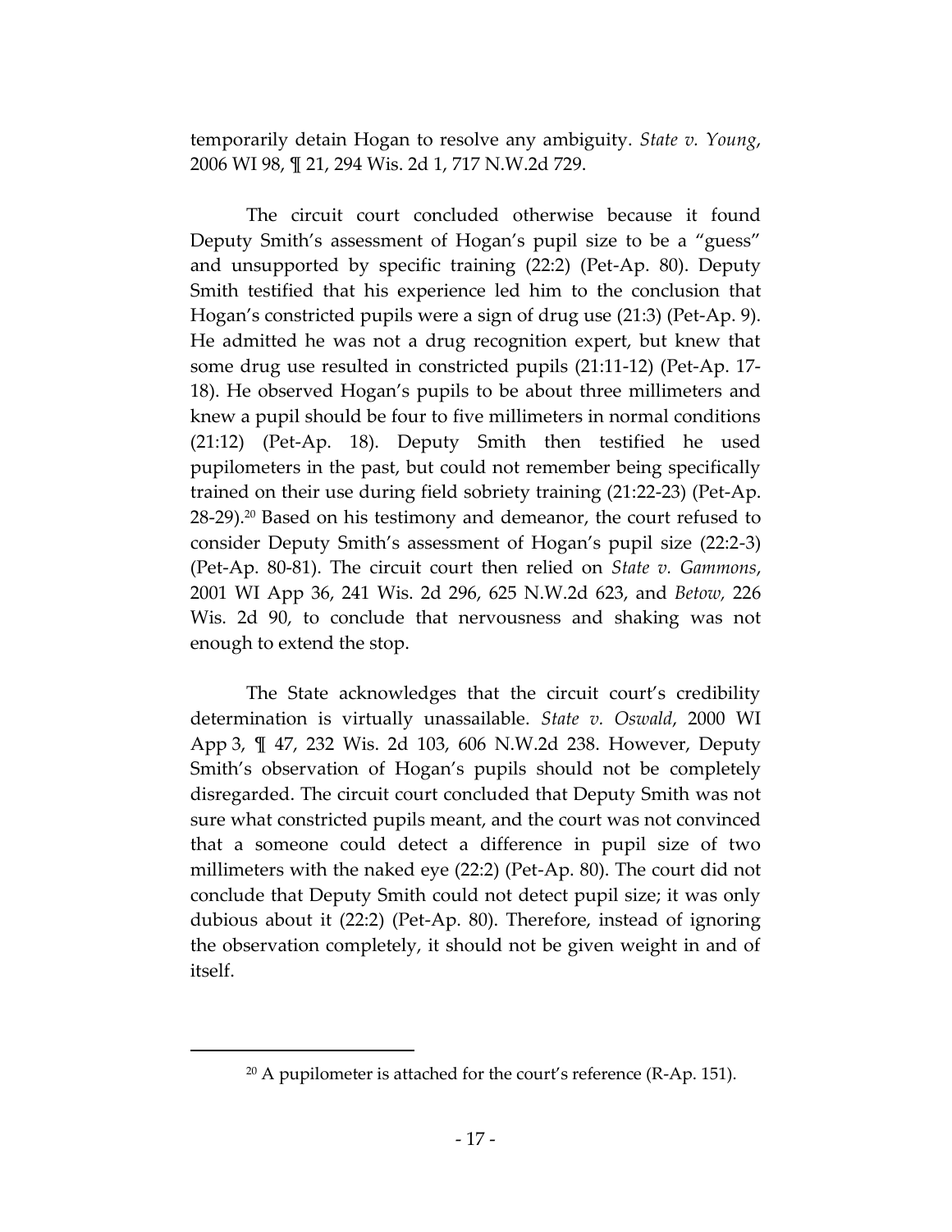temporarily detain Hogan to resolve any ambiguity. *State v. Young*, 2006 WI 98, ¶ 21, 294 Wis. 2d 1, 717 N.W.2d 729.

The circuit court concluded otherwise because it found Deputy Smith's assessment of Hogan's pupil size to be a "guess" and unsupported by specific training (22:2) (Pet-Ap. 80). Deputy Smith testified that his experience led him to the conclusion that Hogan's constricted pupils were a sign of drug use (21:3) (Pet-Ap. 9). He admitted he was not a drug recognition expert, but knew that some drug use resulted in constricted pupils (21:11-12) (Pet-Ap. 17-18). He observed Hogan's pupils to be about three millimeters and knew a pupil should be four to five millimeters in normal conditions (21:12) (Pet-Ap. 18). Deputy Smith then testified he used pupilometers in the past, but could not remember being specifically trained on their use during field sobriety training (21:22-23) (Pet-Ap. 28-29).[20] Based on his testimony and demeanor, the court refused to consider Deputy Smith's assessment of Hogan's pupil size (22:2-3) (Pet-Ap. 80-81). The circuit court then relied on *State v. Gammons*, 2001 WI App 36, 241 Wis. 2d 296, 625 N.W.2d 623, and *Betow*, 226 Wis. 2d 90, to conclude that nervousness and shaking was not enough to extend the stop.

The State acknowledges that the circuit court's credibility determination is virtually unassailable. *State v. Oswald*, 2000 WI App 3, ¶ 47, 232 Wis. 2d 103, 606 N.W.2d 238. However, Deputy Smith's observation of Hogan's pupils should not be completely disregarded. The circuit court concluded that Deputy Smith was not sure what constricted pupils meant, and the court was not convinced that a someone could detect a difference in pupil size of two millimeters with the naked eye (22:2) (Pet-Ap. 80). The court did not conclude that Deputy Smith could not detect pupil size; it was only dubious about it (22:2) (Pet-Ap. 80). Therefore, instead of ignoring the observation completely, it should not be given weight in and of itself.

---

[20] A pupilometer is attached for the court's reference (R-Ap. 151).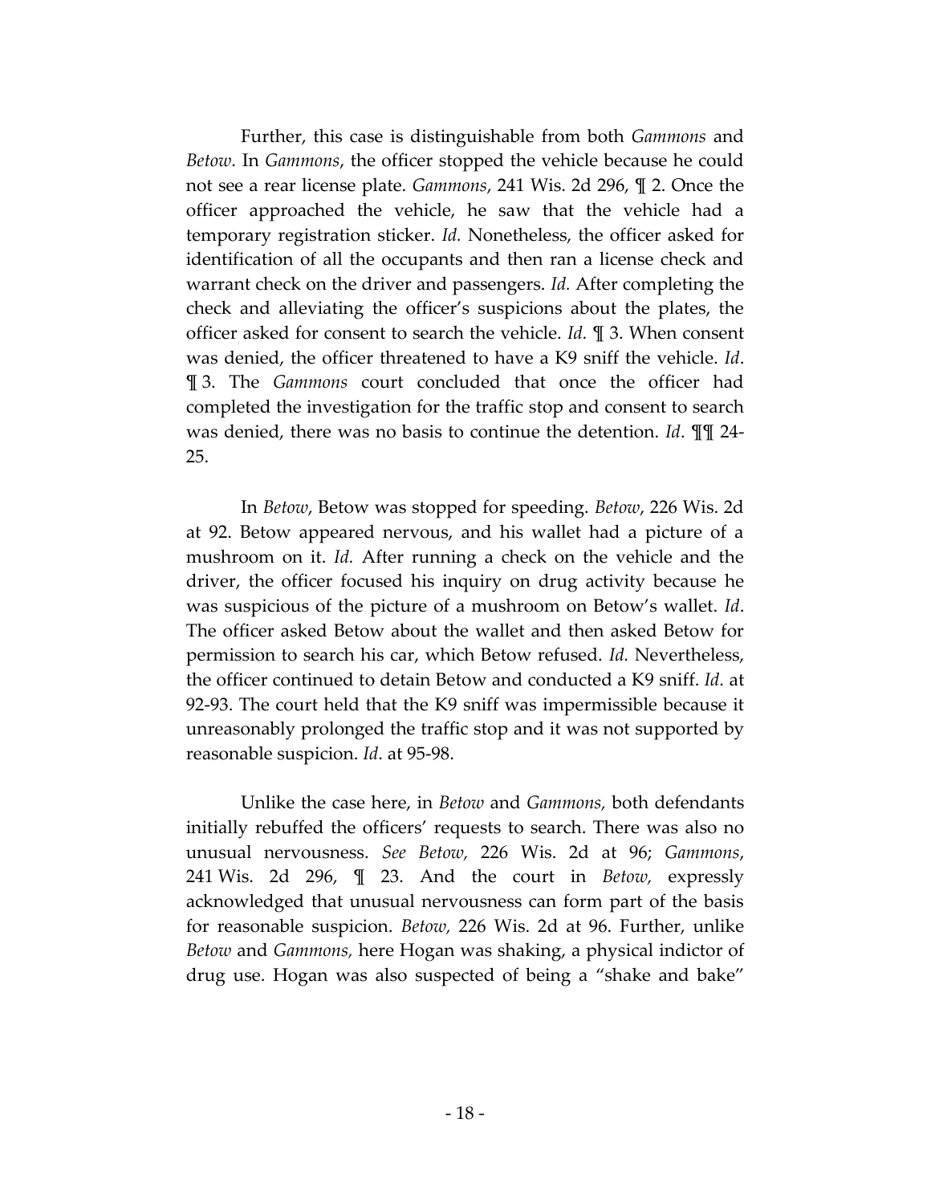Further, this case is distinguishable from both *Gammons* and *Betow*. In *Gammons*, the officer stopped the vehicle because he could not see a rear license plate. *Gammons*, 241 Wis. 2d 296, ¶ 2. Once the officer approached the vehicle, he saw that the vehicle had a temporary registration sticker. *Id.* Nonetheless, the officer asked for identification of all the occupants and then ran a license check and warrant check on the driver and passengers. *Id.* After completing the check and alleviating the officer's suspicions about the plates, the officer asked for consent to search the vehicle. *Id.* ¶ 3. When consent was denied, the officer threatened to have a K9 sniff the vehicle. *Id*. ¶ 3. The *Gammons* court concluded that once the officer had completed the investigation for the traffic stop and consent to search was denied, there was no basis to continue the detention. *Id*. ¶¶ 24-25.

In *Betow*, Betow was stopped for speeding. *Betow*, 226 Wis. 2d at 92. Betow appeared nervous, and his wallet had a picture of a mushroom on it. *Id.* After running a check on the vehicle and the driver, the officer focused his inquiry on drug activity because he was suspicious of the picture of a mushroom on Betow's wallet. *Id*. The officer asked Betow about the wallet and then asked Betow for permission to search his car, which Betow refused. *Id.* Nevertheless, the officer continued to detain Betow and conducted a K9 sniff. *Id*. at 92-93. The court held that the K9 sniff was impermissible because it unreasonably prolonged the traffic stop and it was not supported by reasonable suspicion. *Id*. at 95-98.

Unlike the case here, in *Betow* and *Gammons,* both defendants initially rebuffed the officers' requests to search. There was also no unusual nervousness. *See Betow,* 226 Wis. 2d at 96; *Gammons*, 241 Wis. 2d 296, ¶ 23. And the court in *Betow,* expressly acknowledged that unusual nervousness can form part of the basis for reasonable suspicion. *Betow,* 226 Wis. 2d at 96. Further, unlike *Betow* and *Gammons,* here Hogan was shaking, a physical indictor of drug use. Hogan was also suspected of being a "shake and bake"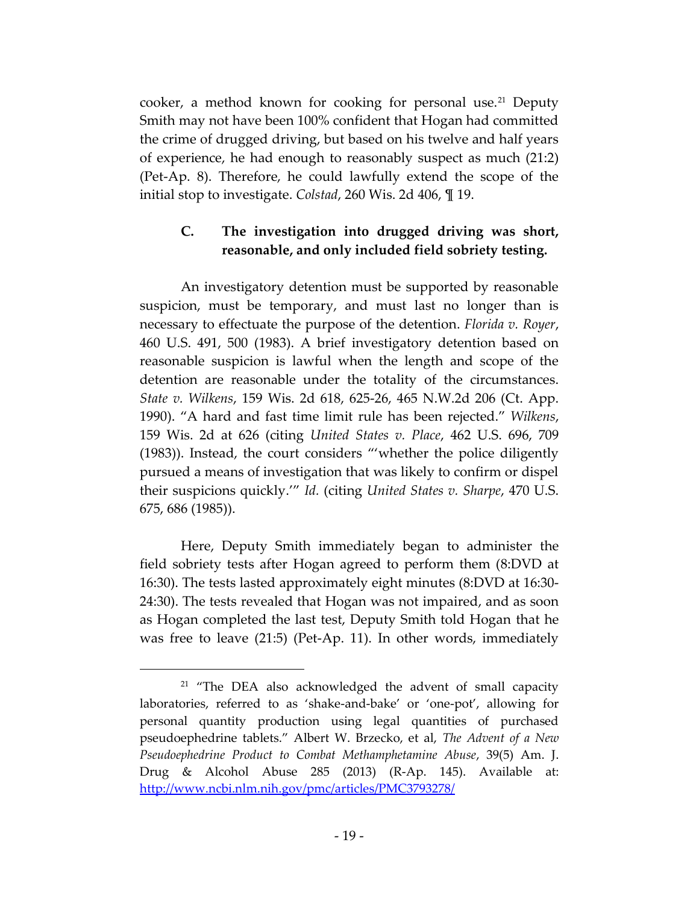cooker, a method known for cooking for personal use.[21] Deputy Smith may not have been 100% confident that Hogan had committed the crime of drugged driving, but based on his twelve and half years of experience, he had enough to reasonably suspect as much (21:2) (Pet-Ap. 8). Therefore, he could lawfully extend the scope of the initial stop to investigate. *Colstad*, 260 Wis. 2d 406, ¶ 19.

### C. The investigation into drugged driving was short, reasonable, and only included field sobriety testing.

An investigatory detention must be supported by reasonable suspicion, must be temporary, and must last no longer than is necessary to effectuate the purpose of the detention. *Florida v. Royer*, 460 U.S. 491, 500 (1983). A brief investigatory detention based on reasonable suspicion is lawful when the length and scope of the detention are reasonable under the totality of the circumstances. *State v. Wilkens*, 159 Wis. 2d 618, 625-26, 465 N.W.2d 206 (Ct. App. 1990). "A hard and fast time limit rule has been rejected." *Wilkens*, 159 Wis. 2d at 626 (citing *United States v. Place*, 462 U.S. 696, 709 (1983)). Instead, the court considers "'whether the police diligently pursued a means of investigation that was likely to confirm or dispel their suspicions quickly.'" *Id.* (citing *United States v. Sharpe*, 470 U.S. 675, 686 (1985)).

Here, Deputy Smith immediately began to administer the field sobriety tests after Hogan agreed to perform them (8:DVD at 16:30). The tests lasted approximately eight minutes (8:DVD at 16:30-24:30). The tests revealed that Hogan was not impaired, and as soon as Hogan completed the last test, Deputy Smith told Hogan that he was free to leave (21:5) (Pet-Ap. 11). In other words, immediately

---

[21] "The DEA also acknowledged the advent of small capacity laboratories, referred to as 'shake-and-bake' or 'one-pot', allowing for personal quantity production using legal quantities of purchased pseudoephedrine tablets." Albert W. Brzecko, et al, *The Advent of a New Pseudoephedrine Product to Combat Methamphetamine Abuse*, 39(5) Am. J. Drug & Alcohol Abuse 285 (2013) (R-Ap. 145). Available at: http://www.ncbi.nlm.nih.gov/pmc/articles/PMC3793278/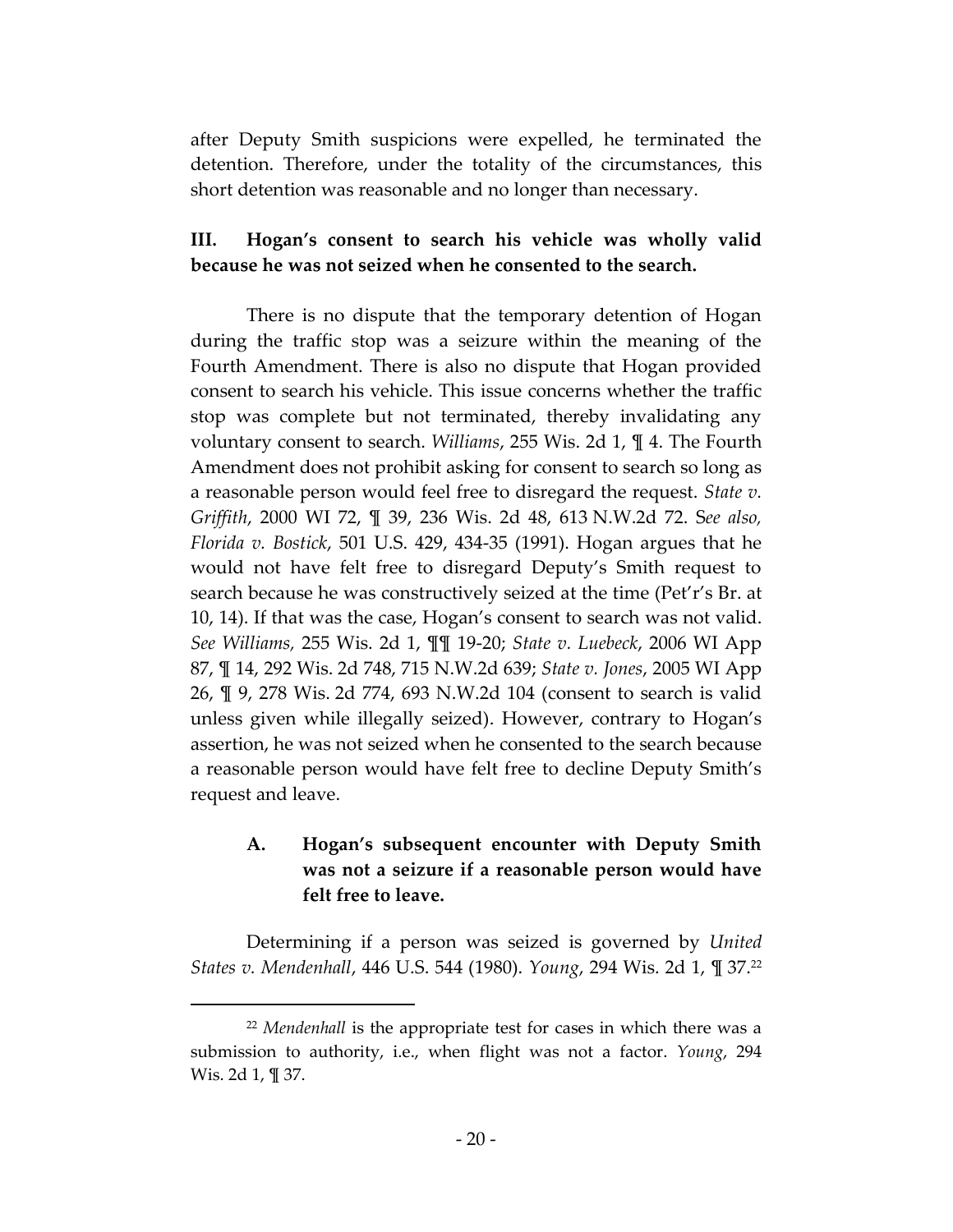after Deputy Smith suspicions were expelled, he terminated the detention. Therefore, under the totality of the circumstances, this short detention was reasonable and no longer than necessary.

### III. Hogan's consent to search his vehicle was wholly valid because he was not seized when he consented to the search.

There is no dispute that the temporary detention of Hogan during the traffic stop was a seizure within the meaning of the Fourth Amendment. There is also no dispute that Hogan provided consent to search his vehicle. This issue concerns whether the traffic stop was complete but not terminated, thereby invalidating any voluntary consent to search. *Williams*, 255 Wis. 2d 1, ¶ 4. The Fourth Amendment does not prohibit asking for consent to search so long as a reasonable person would feel free to disregard the request. *State v. Griffith*, 2000 WI 72, ¶ 39, 236 Wis. 2d 48, 613 N.W.2d 72. *See also, Florida v. Bostick*, 501 U.S. 429, 434-35 (1991). Hogan argues that he would not have felt free to disregard Deputy's Smith request to search because he was constructively seized at the time (Pet'r's Br. at 10, 14). If that was the case, Hogan's consent to search was not valid. *See Williams,* 255 Wis. 2d 1, ¶¶ 19-20; *State v. Luebeck*, 2006 WI App 87, ¶ 14, 292 Wis. 2d 748, 715 N.W.2d 639; *State v. Jones*, 2005 WI App 26, ¶ 9, 278 Wis. 2d 774, 693 N.W.2d 104 (consent to search is valid unless given while illegally seized). However, contrary to Hogan's assertion, he was not seized when he consented to the search because a reasonable person would have felt free to decline Deputy Smith's request and leave.

#### A. Hogan's subsequent encounter with Deputy Smith was not a seizure if a reasonable person would have felt free to leave.

Determining if a person was seized is governed by *United States v. Mendenhall*, 446 U.S. 544 (1980). *Young*, 294 Wis. 2d 1, ¶ 37.[22]

[22] *Mendenhall* is the appropriate test for cases in which there was a submission to authority, i.e., when flight was not a factor. *Young*, 294 Wis. 2d 1, ¶ 37.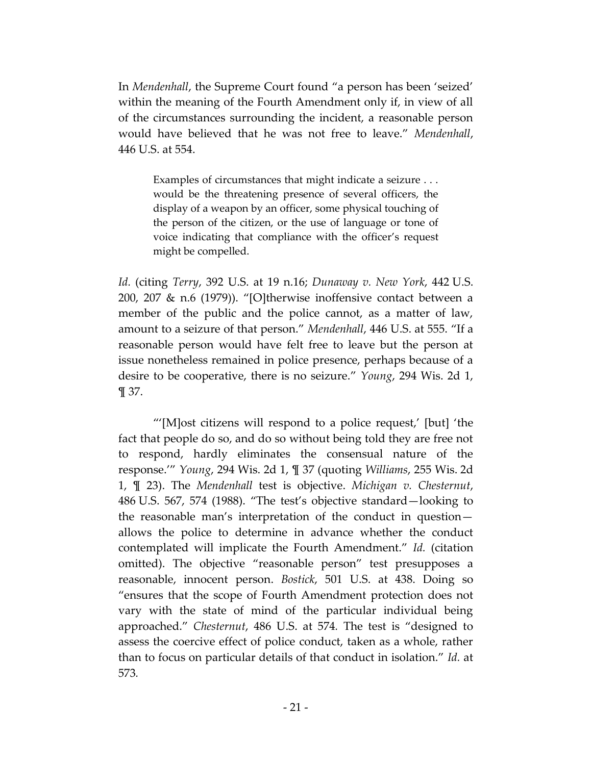In *Mendenhall*, the Supreme Court found "a person has been 'seized' within the meaning of the Fourth Amendment only if, in view of all of the circumstances surrounding the incident, a reasonable person would have believed that he was not free to leave." *Mendenhall*, 446 U.S. at 554.

> Examples of circumstances that might indicate a seizure . . . would be the threatening presence of several officers, the display of a weapon by an officer, some physical touching of the person of the citizen, or the use of language or tone of voice indicating that compliance with the officer's request might be compelled.

*Id.* (citing *Terry*, 392 U.S. at 19 n.16; *Dunaway v. New York*, 442 U.S. 200, 207 & n.6 (1979)). "[O]therwise inoffensive contact between a member of the public and the police cannot, as a matter of law, amount to a seizure of that person." *Mendenhall*, 446 U.S. at 555. "If a reasonable person would have felt free to leave but the person at issue nonetheless remained in police presence, perhaps because of a desire to be cooperative, there is no seizure." *Young*, 294 Wis. 2d 1, ¶ 37.

"'[M]ost citizens will respond to a police request,' [but] 'the fact that people do so, and do so without being told they are free not to respond, hardly eliminates the consensual nature of the response.'" *Young*, 294 Wis. 2d 1, ¶ 37 (quoting *Williams*, 255 Wis. 2d 1, ¶ 23). The *Mendenhall* test is objective. *Michigan v. Chesternut*, 486 U.S. 567, 574 (1988). "The test's objective standard—looking to the reasonable man's interpretation of the conduct in question—allows the police to determine in advance whether the conduct contemplated will implicate the Fourth Amendment." *Id.* (citation omitted). The objective "reasonable person" test presupposes a reasonable, innocent person. *Bostick*, 501 U.S. at 438. Doing so "ensures that the scope of Fourth Amendment protection does not vary with the state of mind of the particular individual being approached." *Chesternut*, 486 U.S. at 574. The test is "designed to assess the coercive effect of police conduct, taken as a whole, rather than to focus on particular details of that conduct in isolation." *Id.* at 573.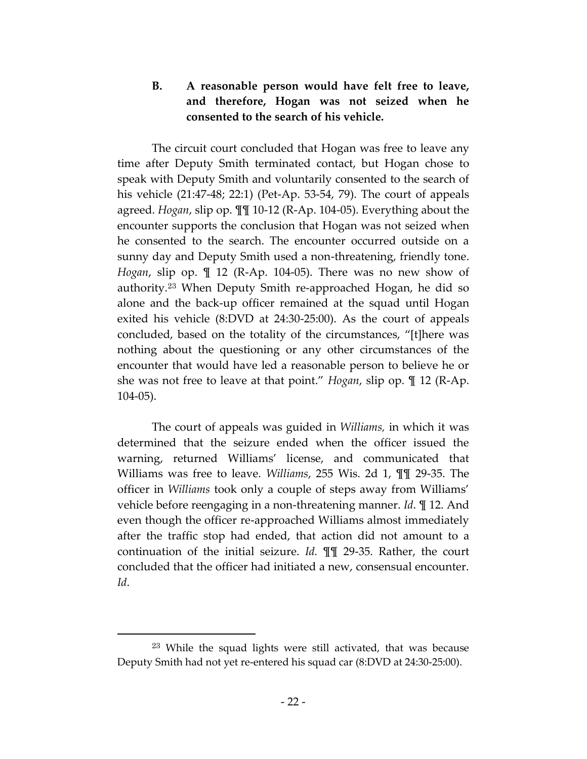### B. A reasonable person would have felt free to leave, and therefore, Hogan was not seized when he consented to the search of his vehicle.

The circuit court concluded that Hogan was free to leave any time after Deputy Smith terminated contact, but Hogan chose to speak with Deputy Smith and voluntarily consented to the search of his vehicle (21:47-48; 22:1) (Pet-Ap. 53-54, 79). The court of appeals agreed. *Hogan*, slip op. ¶¶ 10-12 (R-Ap. 104-05). Everything about the encounter supports the conclusion that Hogan was not seized when he consented to the search. The encounter occurred outside on a sunny day and Deputy Smith used a non-threatening, friendly tone. *Hogan*, slip op. ¶ 12 (R-Ap. 104-05). There was no new show of authority.[23] When Deputy Smith re-approached Hogan, he did so alone and the back-up officer remained at the squad until Hogan exited his vehicle (8:DVD at 24:30-25:00). As the court of appeals concluded, based on the totality of the circumstances, "[t]here was nothing about the questioning or any other circumstances of the encounter that would have led a reasonable person to believe he or she was not free to leave at that point." *Hogan*, slip op. ¶ 12 (R-Ap. 104-05).

The court of appeals was guided in *Williams,* in which it was determined that the seizure ended when the officer issued the warning, returned Williams' license, and communicated that Williams was free to leave. *Williams*, 255 Wis. 2d 1, ¶¶ 29-35. The officer in *Williams* took only a couple of steps away from Williams' vehicle before reengaging in a non-threatening manner. *Id*. ¶ 12. And even though the officer re-approached Williams almost immediately after the traffic stop had ended, that action did not amount to a continuation of the initial seizure. *Id.* ¶¶ 29-35. Rather, the court concluded that the officer had initiated a new, consensual encounter. *Id*.

---

[23] While the squad lights were still activated, that was because Deputy Smith had not yet re-entered his squad car (8:DVD at 24:30-25:00).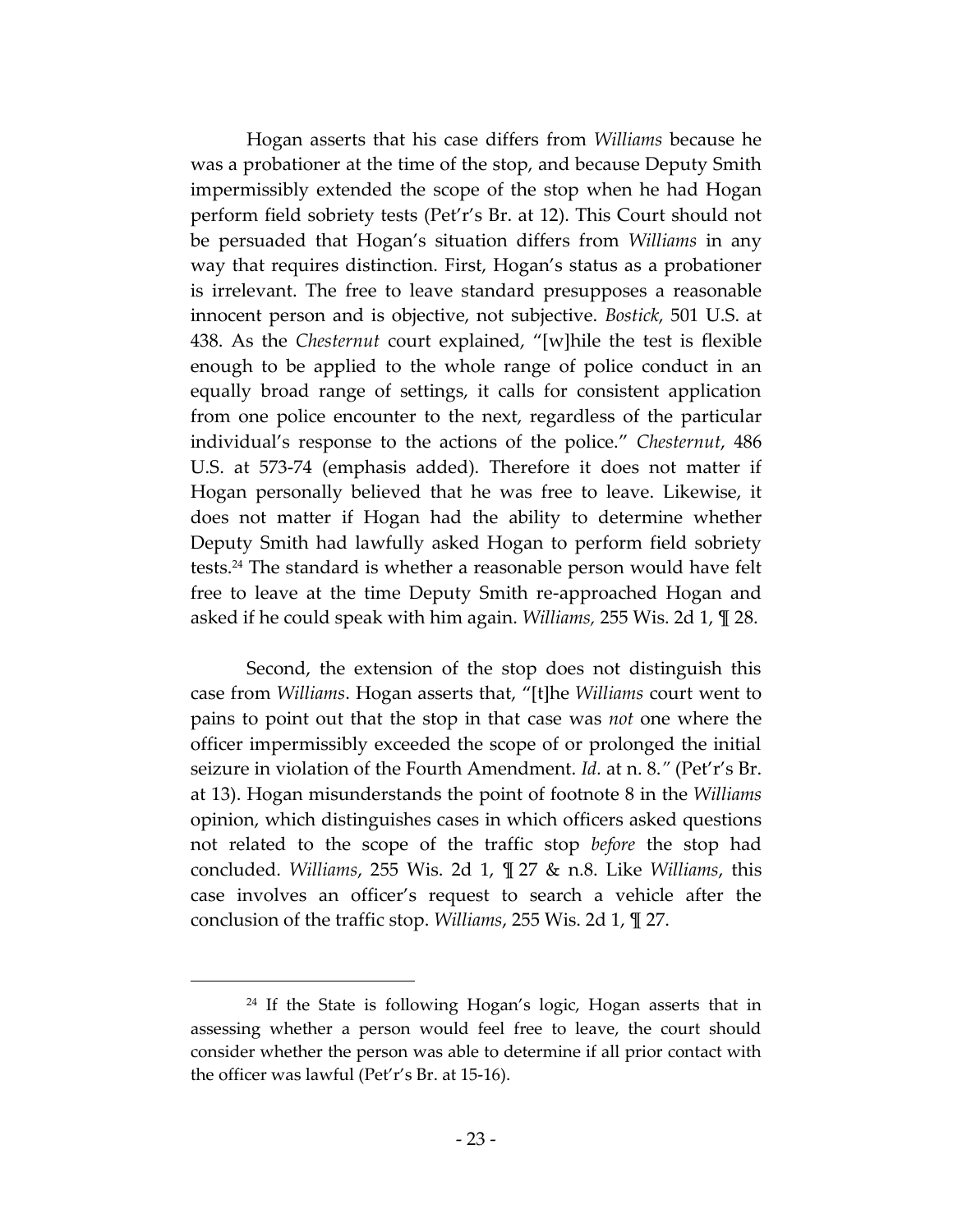Hogan asserts that his case differs from *Williams* because he was a probationer at the time of the stop, and because Deputy Smith impermissibly extended the scope of the stop when he had Hogan perform field sobriety tests (Pet'r's Br. at 12). This Court should not be persuaded that Hogan's situation differs from *Williams* in any way that requires distinction. First, Hogan's status as a probationer is irrelevant. The free to leave standard presupposes a reasonable innocent person and is objective, not subjective. *Bostick*, 501 U.S. at 438. As the *Chesternut* court explained, "[w]hile the test is flexible enough to be applied to the whole range of police conduct in an equally broad range of settings, it calls for consistent application from one police encounter to the next, regardless of the particular individual's response to the actions of the police." *Chesternut*, 486 U.S. at 573-74 (emphasis added). Therefore it does not matter if Hogan personally believed that he was free to leave. Likewise, it does not matter if Hogan had the ability to determine whether Deputy Smith had lawfully asked Hogan to perform field sobriety tests.[24] The standard is whether a reasonable person would have felt free to leave at the time Deputy Smith re-approached Hogan and asked if he could speak with him again. *Williams,* 255 Wis. 2d 1, ¶ 28.

Second, the extension of the stop does not distinguish this case from *Williams*. Hogan asserts that, "[t]he *Williams* court went to pains to point out that the stop in that case was *not* one where the officer impermissibly exceeded the scope of or prolonged the initial seizure in violation of the Fourth Amendment. *Id.* at n. 8." (Pet'r's Br. at 13). Hogan misunderstands the point of footnote 8 in the *Williams* opinion, which distinguishes cases in which officers asked questions not related to the scope of the traffic stop *before* the stop had concluded. *Williams*, 255 Wis. 2d 1, ¶ 27 & n.8. Like *Williams*, this case involves an officer's request to search a vehicle after the conclusion of the traffic stop. *Williams*, 255 Wis. 2d 1, ¶ 27.

---

[24] If the State is following Hogan's logic, Hogan asserts that in assessing whether a person would feel free to leave, the court should consider whether the person was able to determine if all prior contact with the officer was lawful (Pet'r's Br. at 15-16).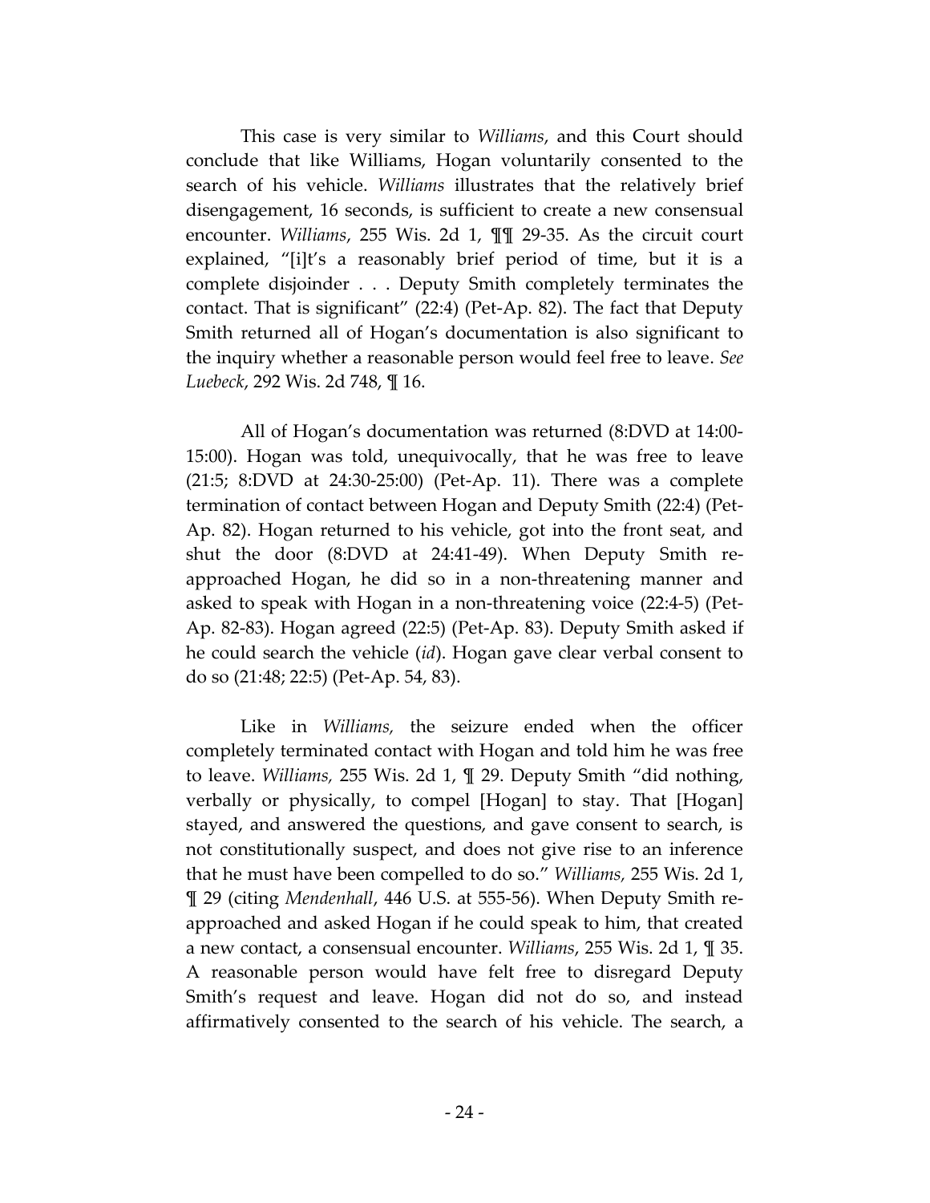This case is very similar to *Williams*, and this Court should conclude that like Williams, Hogan voluntarily consented to the search of his vehicle. *Williams* illustrates that the relatively brief disengagement, 16 seconds, is sufficient to create a new consensual encounter. *Williams*, 255 Wis. 2d 1, ¶¶ 29-35. As the circuit court explained, "[i]t's a reasonably brief period of time, but it is a complete disjoinder . . . Deputy Smith completely terminates the contact. That is significant" (22:4) (Pet-Ap. 82). The fact that Deputy Smith returned all of Hogan's documentation is also significant to the inquiry whether a reasonable person would feel free to leave. *See Luebeck*, 292 Wis. 2d 748, ¶ 16.

All of Hogan's documentation was returned (8:DVD at 14:00-15:00). Hogan was told, unequivocally, that he was free to leave (21:5; 8:DVD at 24:30-25:00) (Pet-Ap. 11). There was a complete termination of contact between Hogan and Deputy Smith (22:4) (Pet-Ap. 82). Hogan returned to his vehicle, got into the front seat, and shut the door (8:DVD at 24:41-49). When Deputy Smith re-approached Hogan, he did so in a non-threatening manner and asked to speak with Hogan in a non-threatening voice (22:4-5) (Pet-Ap. 82-83). Hogan agreed (22:5) (Pet-Ap. 83). Deputy Smith asked if he could search the vehicle (*id*). Hogan gave clear verbal consent to do so (21:48; 22:5) (Pet-Ap. 54, 83).

Like in *Williams,* the seizure ended when the officer completely terminated contact with Hogan and told him he was free to leave. *Williams,* 255 Wis. 2d 1, ¶ 29. Deputy Smith "did nothing, verbally or physically, to compel [Hogan] to stay. That [Hogan] stayed, and answered the questions, and gave consent to search, is not constitutionally suspect, and does not give rise to an inference that he must have been compelled to do so." *Williams,* 255 Wis. 2d 1, ¶ 29 (citing *Mendenhall*, 446 U.S. at 555-56). When Deputy Smith re-approached and asked Hogan if he could speak to him, that created a new contact, a consensual encounter. *Williams*, 255 Wis. 2d 1, ¶ 35. A reasonable person would have felt free to disregard Deputy Smith's request and leave. Hogan did not do so, and instead affirmatively consented to the search of his vehicle. The search, a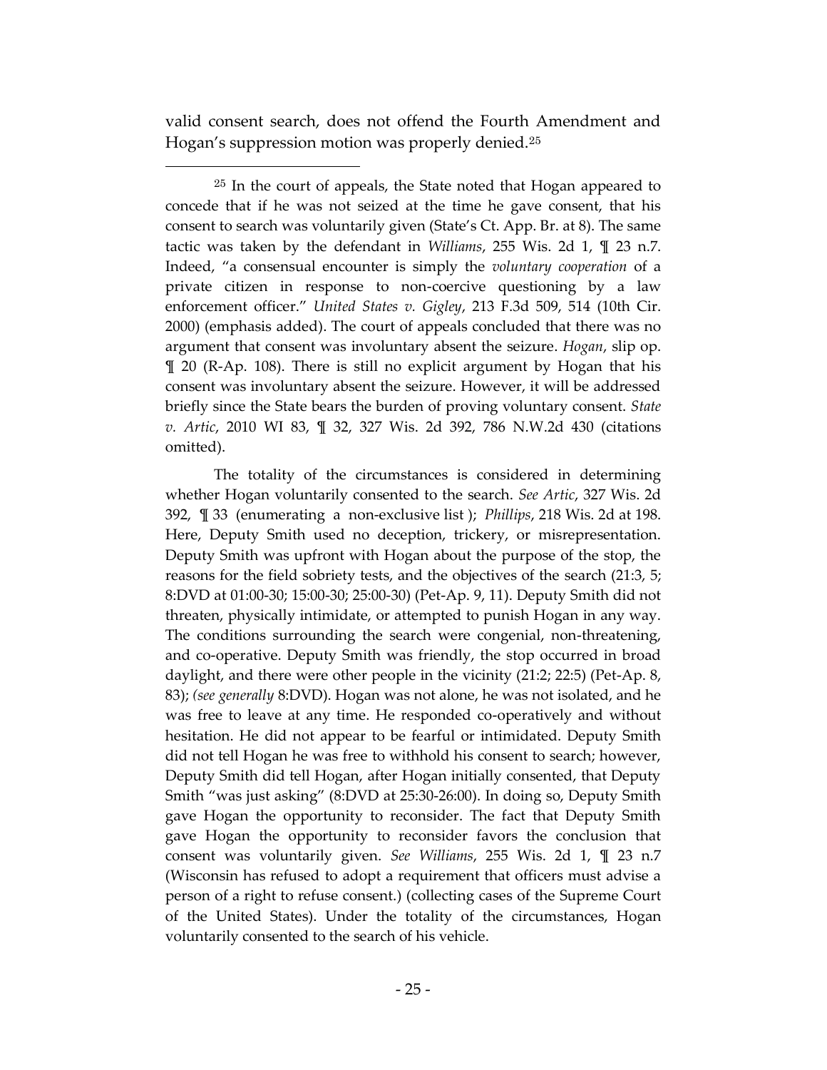valid consent search, does not offend the Fourth Amendment and Hogan's suppression motion was properly denied.[25]

[25] In the court of appeals, the State noted that Hogan appeared to concede that if he was not seized at the time he gave consent, that his consent to search was voluntarily given (State's Ct. App. Br. at 8). The same tactic was taken by the defendant in *Williams*, 255 Wis. 2d 1, ¶ 23 n.7. Indeed, "a consensual encounter is simply the *voluntary cooperation* of a private citizen in response to non-coercive questioning by a law enforcement officer." *United States v. Gigley*, 213 F.3d 509, 514 (10th Cir. 2000) (emphasis added). The court of appeals concluded that there was no argument that consent was involuntary absent the seizure. *Hogan*, slip op. ¶ 20 (R-Ap. 108). There is still no explicit argument by Hogan that his consent was involuntary absent the seizure. However, it will be addressed briefly since the State bears the burden of proving voluntary consent. *State v. Artic*, 2010 WI 83, ¶ 32, 327 Wis. 2d 392, 786 N.W.2d 430 (citations omitted).

The totality of the circumstances is considered in determining whether Hogan voluntarily consented to the search. *See Artic*, 327 Wis. 2d 392, ¶ 33 (enumerating a non-exclusive list ); *Phillips*, 218 Wis. 2d at 198. Here, Deputy Smith used no deception, trickery, or misrepresentation. Deputy Smith was upfront with Hogan about the purpose of the stop, the reasons for the field sobriety tests, and the objectives of the search (21:3, 5; 8:DVD at 01:00-30; 15:00-30; 25:00-30) (Pet-Ap. 9, 11). Deputy Smith did not threaten, physically intimidate, or attempted to punish Hogan in any way. The conditions surrounding the search were congenial, non-threatening, and co-operative. Deputy Smith was friendly, the stop occurred in broad daylight, and there were other people in the vicinity (21:2; 22:5) (Pet-Ap. 8, 83); *(see generally* 8:DVD). Hogan was not alone, he was not isolated, and he was free to leave at any time. He responded co-operatively and without hesitation. He did not appear to be fearful or intimidated. Deputy Smith did not tell Hogan he was free to withhold his consent to search; however, Deputy Smith did tell Hogan, after Hogan initially consented, that Deputy Smith "was just asking" (8:DVD at 25:30-26:00). In doing so, Deputy Smith gave Hogan the opportunity to reconsider. The fact that Deputy Smith gave Hogan the opportunity to reconsider favors the conclusion that consent was voluntarily given. *See Williams*, 255 Wis. 2d 1, ¶ 23 n.7 (Wisconsin has refused to adopt a requirement that officers must advise a person of a right to refuse consent.) (collecting cases of the Supreme Court of the United States). Under the totality of the circumstances, Hogan voluntarily consented to the search of his vehicle.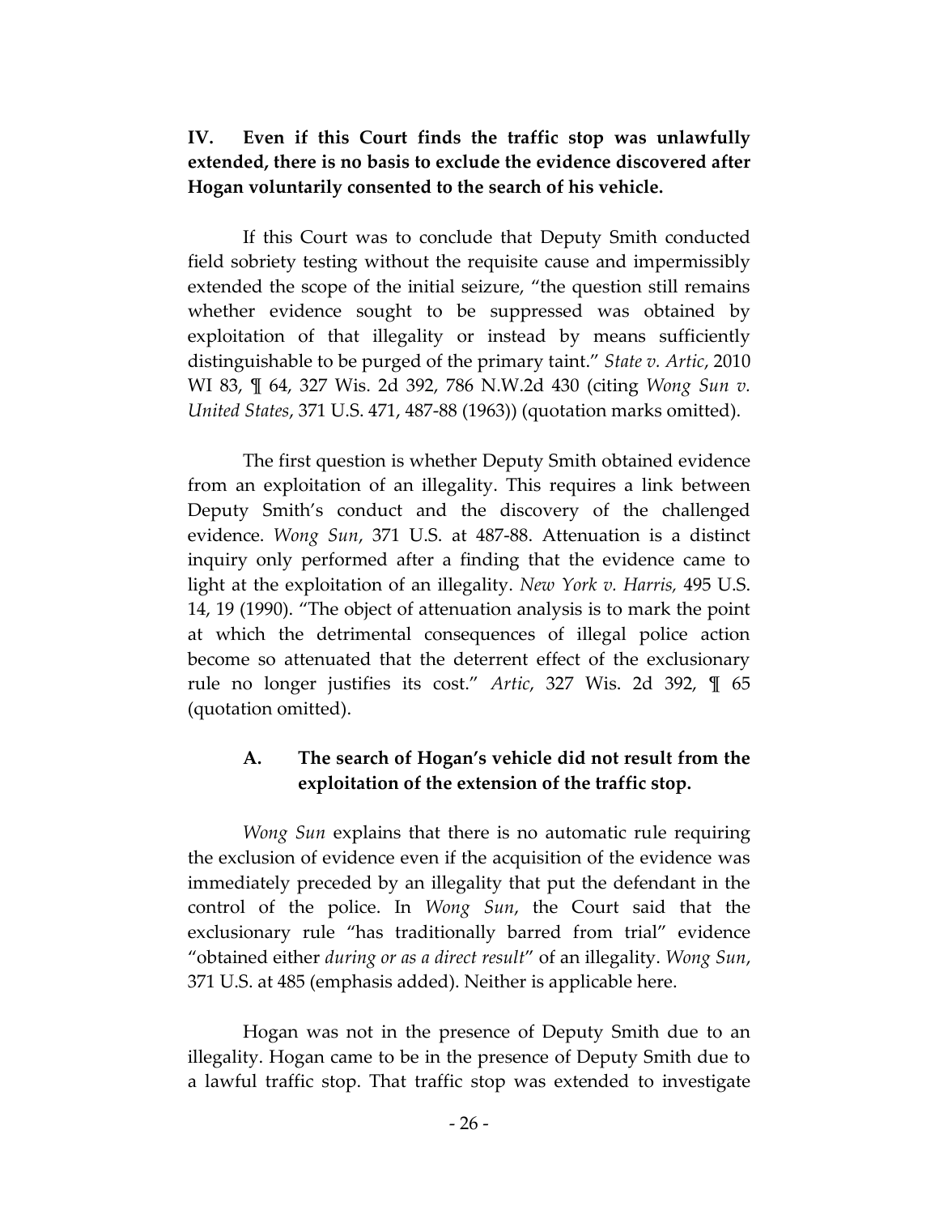## IV. Even if this Court finds the traffic stop was unlawfully extended, there is no basis to exclude the evidence discovered after Hogan voluntarily consented to the search of his vehicle.

If this Court was to conclude that Deputy Smith conducted field sobriety testing without the requisite cause and impermissibly extended the scope of the initial seizure, "the question still remains whether evidence sought to be suppressed was obtained by exploitation of that illegality or instead by means sufficiently distinguishable to be purged of the primary taint." *State v. Artic*, 2010 WI 83, ¶ 64, 327 Wis. 2d 392, 786 N.W.2d 430 (citing *Wong Sun v. United States*, 371 U.S. 471, 487-88 (1963)) (quotation marks omitted).

The first question is whether Deputy Smith obtained evidence from an exploitation of an illegality. This requires a link between Deputy Smith's conduct and the discovery of the challenged evidence. *Wong Sun*, 371 U.S. at 487-88. Attenuation is a distinct inquiry only performed after a finding that the evidence came to light at the exploitation of an illegality. *New York v. Harris,* 495 U.S. 14, 19 (1990). "The object of attenuation analysis is to mark the point at which the detrimental consequences of illegal police action become so attenuated that the deterrent effect of the exclusionary rule no longer justifies its cost." *Artic*, 327 Wis. 2d 392, ¶ 65 (quotation omitted).

### A. The search of Hogan's vehicle did not result from the exploitation of the extension of the traffic stop.

*Wong Sun* explains that there is no automatic rule requiring the exclusion of evidence even if the acquisition of the evidence was immediately preceded by an illegality that put the defendant in the control of the police. In *Wong Sun*, the Court said that the exclusionary rule "has traditionally barred from trial" evidence "obtained either *during or as a direct result*" of an illegality. *Wong Sun*, 371 U.S. at 485 (emphasis added). Neither is applicable here.

Hogan was not in the presence of Deputy Smith due to an illegality. Hogan came to be in the presence of Deputy Smith due to a lawful traffic stop. That traffic stop was extended to investigate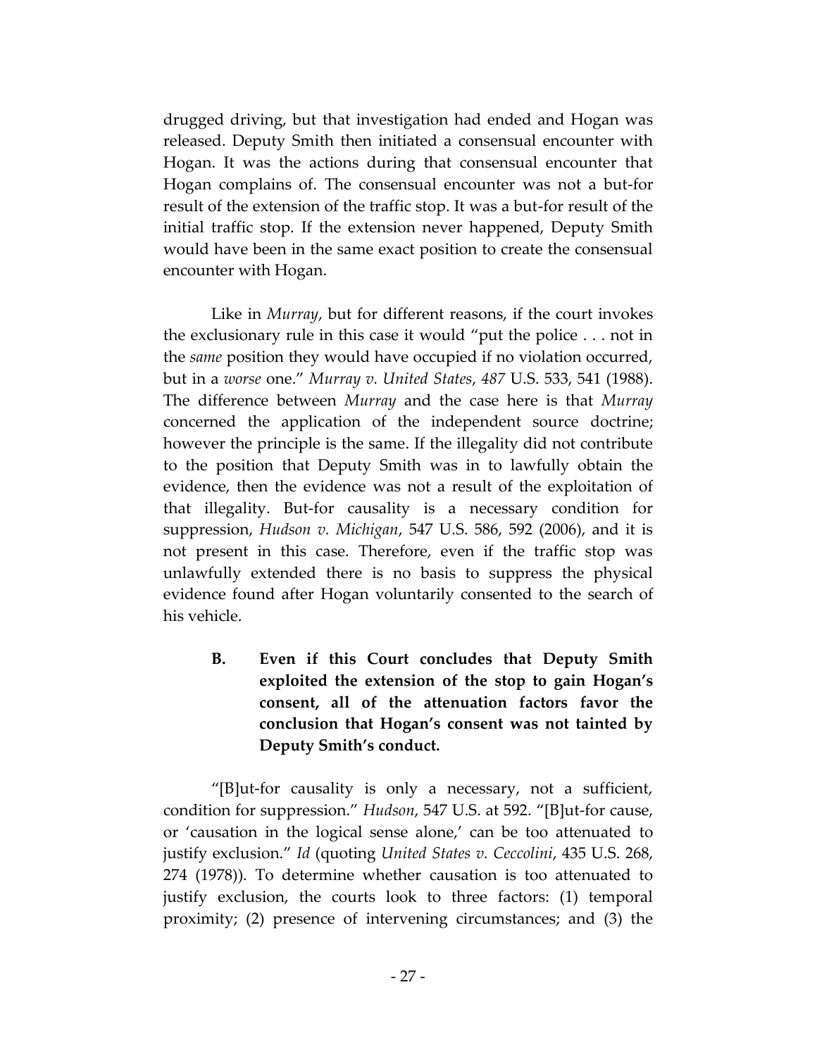drugged driving, but that investigation had ended and Hogan was released. Deputy Smith then initiated a consensual encounter with Hogan. It was the actions during that consensual encounter that Hogan complains of. The consensual encounter was not a but-for result of the extension of the traffic stop. It was a but-for result of the initial traffic stop. If the extension never happened, Deputy Smith would have been in the same exact position to create the consensual encounter with Hogan.

Like in *Murray*, but for different reasons, if the court invokes the exclusionary rule in this case it would "put the police . . . not in the *same* position they would have occupied if no violation occurred, but in a *worse* one." *Murray v. United States*, *487* U.S. 533, 541 (1988). The difference between *Murray* and the case here is that *Murray* concerned the application of the independent source doctrine; however the principle is the same. If the illegality did not contribute to the position that Deputy Smith was in to lawfully obtain the evidence, then the evidence was not a result of the exploitation of that illegality. But-for causality is a necessary condition for suppression, *Hudson v. Michigan*, 547 U.S. 586, 592 (2006), and it is not present in this case. Therefore, even if the traffic stop was unlawfully extended there is no basis to suppress the physical evidence found after Hogan voluntarily consented to the search of his vehicle.

### B. Even if this Court concludes that Deputy Smith exploited the extension of the stop to gain Hogan's consent, all of the attenuation factors favor the conclusion that Hogan's consent was not tainted by Deputy Smith's conduct.

"[B]ut-for causality is only a necessary, not a sufficient, condition for suppression." *Hudson*, 547 U.S. at 592. "[B]ut-for cause, or 'causation in the logical sense alone,' can be too attenuated to justify exclusion." *Id* (quoting *United States v. Ceccolini*, 435 U.S. 268, 274 (1978)). To determine whether causation is too attenuated to justify exclusion, the courts look to three factors: (1) temporal proximity; (2) presence of intervening circumstances; and (3) the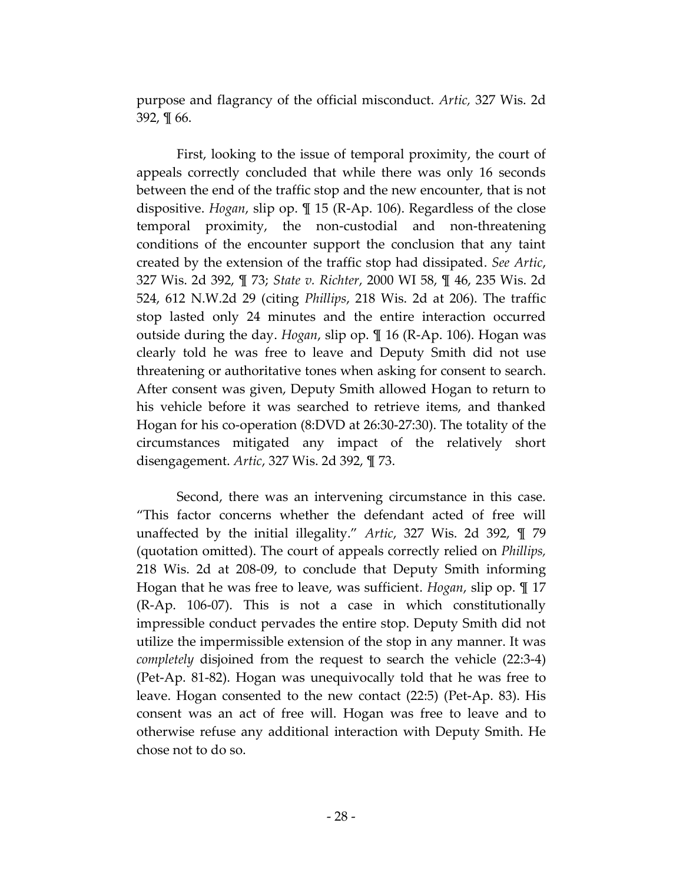purpose and flagrancy of the official misconduct. *Artic*, 327 Wis. 2d 392, ¶ 66.

First, looking to the issue of temporal proximity, the court of appeals correctly concluded that while there was only 16 seconds between the end of the traffic stop and the new encounter, that is not dispositive. *Hogan*, slip op. ¶ 15 (R-Ap. 106). Regardless of the close temporal proximity, the non-custodial and non-threatening conditions of the encounter support the conclusion that any taint created by the extension of the traffic stop had dissipated. *See Artic*, 327 Wis. 2d 392, ¶ 73; *State v. Richter*, 2000 WI 58, ¶ 46, 235 Wis. 2d 524, 612 N.W.2d 29 (citing *Phillips*, 218 Wis. 2d at 206). The traffic stop lasted only 24 minutes and the entire interaction occurred outside during the day. *Hogan*, slip op. ¶ 16 (R-Ap. 106). Hogan was clearly told he was free to leave and Deputy Smith did not use threatening or authoritative tones when asking for consent to search. After consent was given, Deputy Smith allowed Hogan to return to his vehicle before it was searched to retrieve items, and thanked Hogan for his co-operation (8:DVD at 26:30-27:30). The totality of the circumstances mitigated any impact of the relatively short disengagement. *Artic*, 327 Wis. 2d 392, ¶ 73.

Second, there was an intervening circumstance in this case. "This factor concerns whether the defendant acted of free will unaffected by the initial illegality." *Artic*, 327 Wis. 2d 392, ¶ 79 (quotation omitted). The court of appeals correctly relied on *Phillips,* 218 Wis. 2d at 208-09, to conclude that Deputy Smith informing Hogan that he was free to leave, was sufficient. *Hogan*, slip op. ¶ 17 (R-Ap. 106-07). This is not a case in which constitutionally impressible conduct pervades the entire stop. Deputy Smith did not utilize the impermissible extension of the stop in any manner. It was *completely* disjoined from the request to search the vehicle (22:3-4) (Pet-Ap. 81-82). Hogan was unequivocally told that he was free to leave. Hogan consented to the new contact (22:5) (Pet-Ap. 83). His consent was an act of free will. Hogan was free to leave and to otherwise refuse any additional interaction with Deputy Smith. He chose not to do so.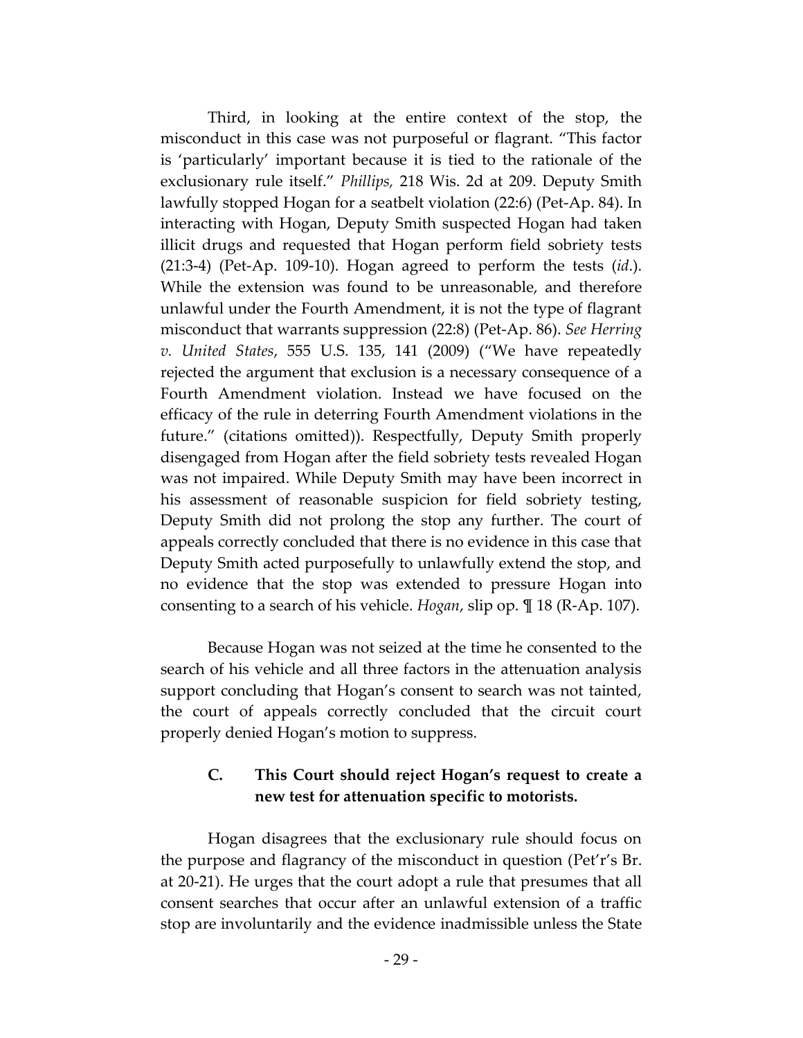Third, in looking at the entire context of the stop, the misconduct in this case was not purposeful or flagrant. "This factor is 'particularly' important because it is tied to the rationale of the exclusionary rule itself." *Phillips*, 218 Wis. 2d at 209. Deputy Smith lawfully stopped Hogan for a seatbelt violation (22:6) (Pet-Ap. 84). In interacting with Hogan, Deputy Smith suspected Hogan had taken illicit drugs and requested that Hogan perform field sobriety tests (21:3-4) (Pet-Ap. 109-10). Hogan agreed to perform the tests (*id*.). While the extension was found to be unreasonable, and therefore unlawful under the Fourth Amendment, it is not the type of flagrant misconduct that warrants suppression (22:8) (Pet-Ap. 86). *See Herring v. United States*, 555 U.S. 135, 141 (2009) ("We have repeatedly rejected the argument that exclusion is a necessary consequence of a Fourth Amendment violation. Instead we have focused on the efficacy of the rule in deterring Fourth Amendment violations in the future." (citations omitted)). Respectfully, Deputy Smith properly disengaged from Hogan after the field sobriety tests revealed Hogan was not impaired. While Deputy Smith may have been incorrect in his assessment of reasonable suspicion for field sobriety testing, Deputy Smith did not prolong the stop any further. The court of appeals correctly concluded that there is no evidence in this case that Deputy Smith acted purposefully to unlawfully extend the stop, and no evidence that the stop was extended to pressure Hogan into consenting to a search of his vehicle. *Hogan*, slip op. ¶ 18 (R-Ap. 107).

Because Hogan was not seized at the time he consented to the search of his vehicle and all three factors in the attenuation analysis support concluding that Hogan's consent to search was not tainted, the court of appeals correctly concluded that the circuit court properly denied Hogan's motion to suppress.

### C. This Court should reject Hogan's request to create a new test for attenuation specific to motorists.

Hogan disagrees that the exclusionary rule should focus on the purpose and flagrancy of the misconduct in question (Pet'r's Br. at 20-21). He urges that the court adopt a rule that presumes that all consent searches that occur after an unlawful extension of a traffic stop are involuntarily and the evidence inadmissible unless the State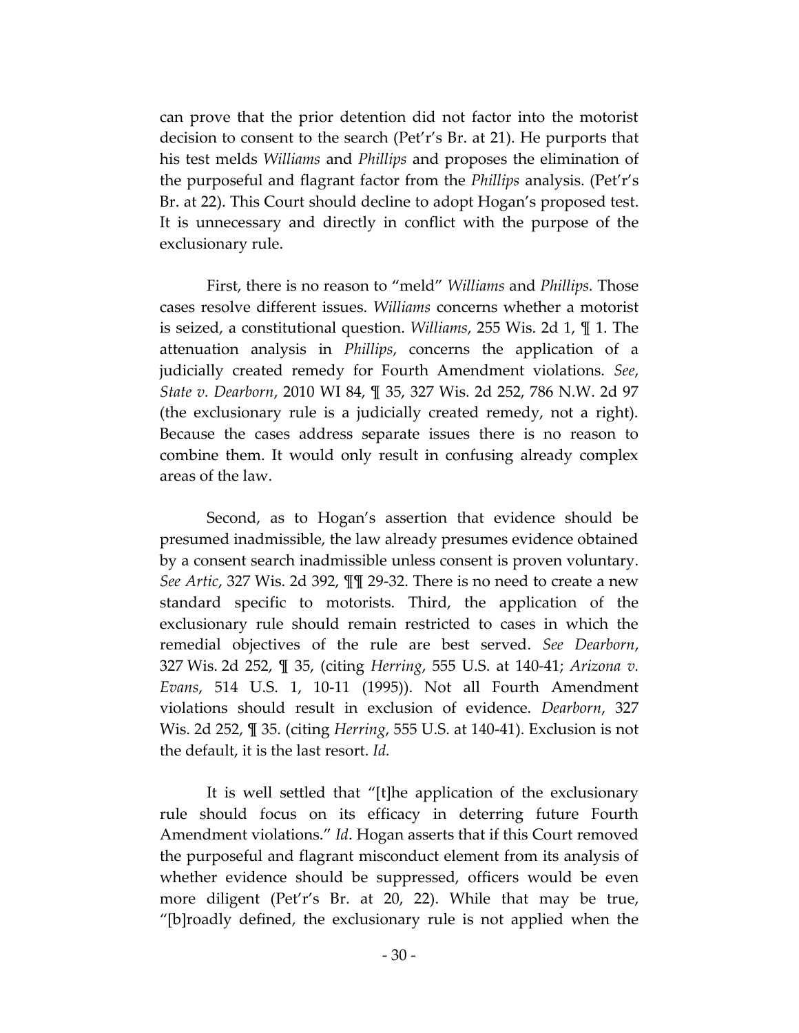can prove that the prior detention did not factor into the motorist decision to consent to the search (Pet'r's Br. at 21). He purports that his test melds *Williams* and *Phillips* and proposes the elimination of the purposeful and flagrant factor from the *Phillips* analysis. (Pet'r's Br. at 22). This Court should decline to adopt Hogan's proposed test. It is unnecessary and directly in conflict with the purpose of the exclusionary rule.

First, there is no reason to "meld" *Williams* and *Phillips.* Those cases resolve different issues. *Williams* concerns whether a motorist is seized, a constitutional question. *Williams*, 255 Wis. 2d 1, ¶ 1. The attenuation analysis in *Phillips*, concerns the application of a judicially created remedy for Fourth Amendment violations. *See*, *State v. Dearborn*, 2010 WI 84, ¶ 35, 327 Wis. 2d 252, 786 N.W. 2d 97 (the exclusionary rule is a judicially created remedy, not a right). Because the cases address separate issues there is no reason to combine them. It would only result in confusing already complex areas of the law.

Second, as to Hogan's assertion that evidence should be presumed inadmissible, the law already presumes evidence obtained by a consent search inadmissible unless consent is proven voluntary. *See Artic*, 327 Wis. 2d 392, ¶¶ 29-32. There is no need to create a new standard specific to motorists. Third, the application of the exclusionary rule should remain restricted to cases in which the remedial objectives of the rule are best served. *See Dearborn*, 327 Wis. 2d 252, ¶ 35, (citing *Herring*, 555 U.S. at 140-41; *Arizona v. Evans*, 514 U.S. 1, 10-11 (1995)). Not all Fourth Amendment violations should result in exclusion of evidence. *Dearborn*, 327 Wis. 2d 252, ¶ 35. (citing *Herring*, 555 U.S. at 140-41). Exclusion is not the default, it is the last resort. *Id.*

It is well settled that "[t]he application of the exclusionary rule should focus on its efficacy in deterring future Fourth Amendment violations." *Id*. Hogan asserts that if this Court removed the purposeful and flagrant misconduct element from its analysis of whether evidence should be suppressed, officers would be even more diligent (Pet'r's Br. at 20, 22). While that may be true, "[b]roadly defined, the exclusionary rule is not applied when the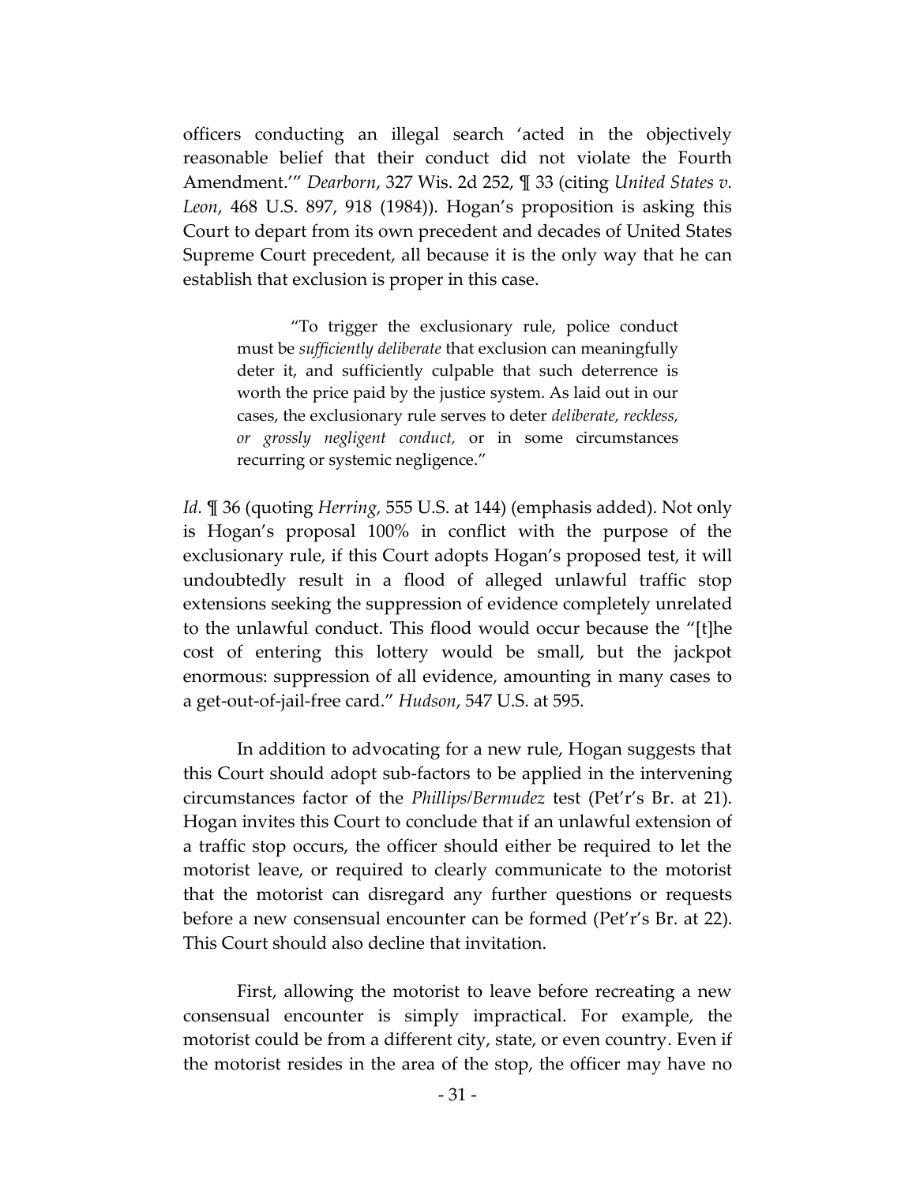officers conducting an illegal search 'acted in the objectively reasonable belief that their conduct did not violate the Fourth Amendment.'" *Dearborn*, 327 Wis. 2d 252, ¶ 33 (citing *United States v. Leon*, 468 U.S. 897, 918 (1984)). Hogan's proposition is asking this Court to depart from its own precedent and decades of United States Supreme Court precedent, all because it is the only way that he can establish that exclusion is proper in this case.

> "To trigger the exclusionary rule, police conduct must be *sufficiently deliberate* that exclusion can meaningfully deter it, and sufficiently culpable that such deterrence is worth the price paid by the justice system. As laid out in our cases, the exclusionary rule serves to deter *deliberate, reckless, or grossly negligent conduct,* or in some circumstances recurring or systemic negligence."

*Id.* ¶ 36 (quoting *Herring,* 555 U.S. at 144) (emphasis added). Not only is Hogan's proposal 100% in conflict with the purpose of the exclusionary rule, if this Court adopts Hogan's proposed test, it will undoubtedly result in a flood of alleged unlawful traffic stop extensions seeking the suppression of evidence completely unrelated to the unlawful conduct. This flood would occur because the "[t]he cost of entering this lottery would be small, but the jackpot enormous: suppression of all evidence, amounting in many cases to a get-out-of-jail-free card." *Hudson*, 547 U.S. at 595.

In addition to advocating for a new rule, Hogan suggests that this Court should adopt sub-factors to be applied in the intervening circumstances factor of the *Phillips/Bermudez* test (Pet'r's Br. at 21). Hogan invites this Court to conclude that if an unlawful extension of a traffic stop occurs, the officer should either be required to let the motorist leave, or required to clearly communicate to the motorist that the motorist can disregard any further questions or requests before a new consensual encounter can be formed (Pet'r's Br. at 22). This Court should also decline that invitation.

First, allowing the motorist to leave before recreating a new consensual encounter is simply impractical. For example, the motorist could be from a different city, state, or even country. Even if the motorist resides in the area of the stop, the officer may have no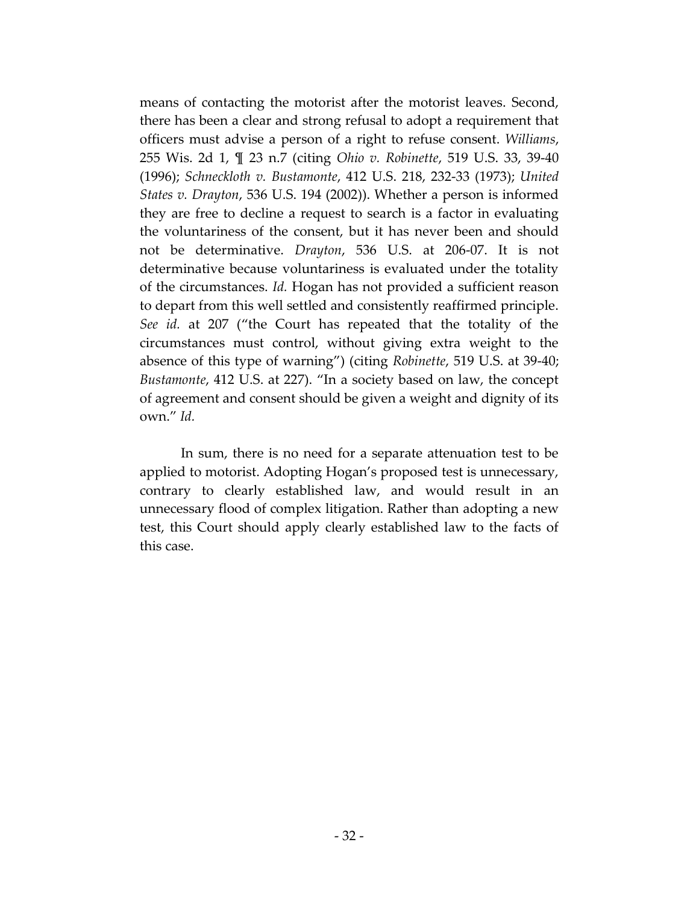means of contacting the motorist after the motorist leaves. Second, there has been a clear and strong refusal to adopt a requirement that officers must advise a person of a right to refuse consent. *Williams*, 255 Wis. 2d 1, ¶ 23 n.7 (citing *Ohio v. Robinette*, 519 U.S. 33, 39-40 (1996); *Schneckloth v. Bustamonte*, 412 U.S. 218, 232-33 (1973); *United States v. Drayton*, 536 U.S. 194 (2002)). Whether a person is informed they are free to decline a request to search is a factor in evaluating the voluntariness of the consent, but it has never been and should not be determinative. *Drayton*, 536 U.S. at 206-07. It is not determinative because voluntariness is evaluated under the totality of the circumstances. *Id.* Hogan has not provided a sufficient reason to depart from this well settled and consistently reaffirmed principle. *See id.* at 207 ("the Court has repeated that the totality of the circumstances must control, without giving extra weight to the absence of this type of warning") (citing *Robinette*, 519 U.S. at 39-40; *Bustamonte*, 412 U.S. at 227). "In a society based on law, the concept of agreement and consent should be given a weight and dignity of its own." *Id.*

In sum, there is no need for a separate attenuation test to be applied to motorist. Adopting Hogan's proposed test is unnecessary, contrary to clearly established law, and would result in an unnecessary flood of complex litigation. Rather than adopting a new test, this Court should apply clearly established law to the facts of this case.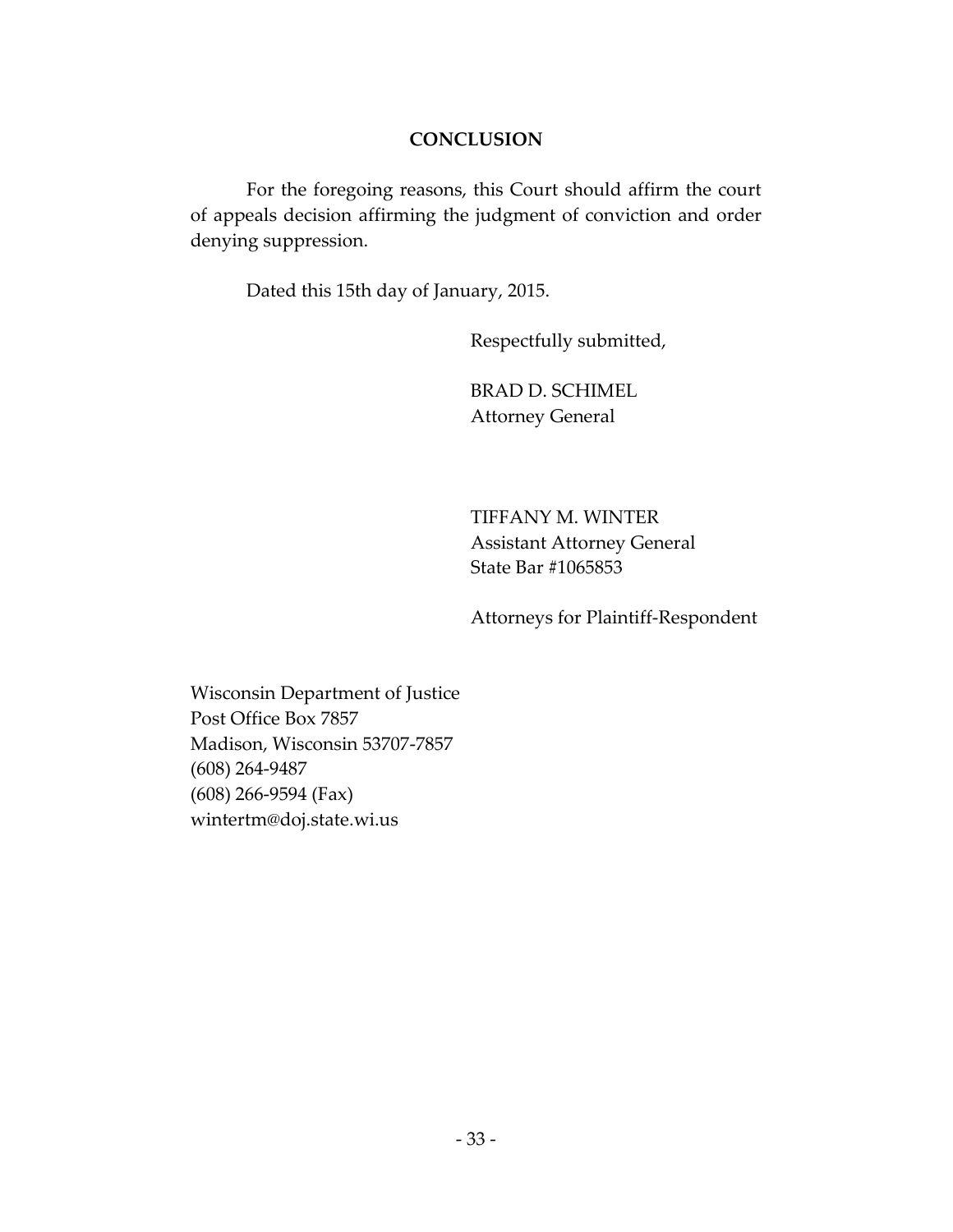## CONCLUSION

For the foregoing reasons, this Court should affirm the court of appeals decision affirming the judgment of conviction and order denying suppression.

Dated this 15th day of January, 2015.

Respectfully submitted,

BRAD D. SCHIMEL
Attorney General

TIFFANY M. WINTER
Assistant Attorney General
State Bar #1065853

Attorneys for Plaintiff-Respondent

Wisconsin Department of Justice
Post Office Box 7857
Madison, Wisconsin 53707-7857
(608) 264-9487
(608) 266-9594 (Fax)
wintertm@doj.state.wi.us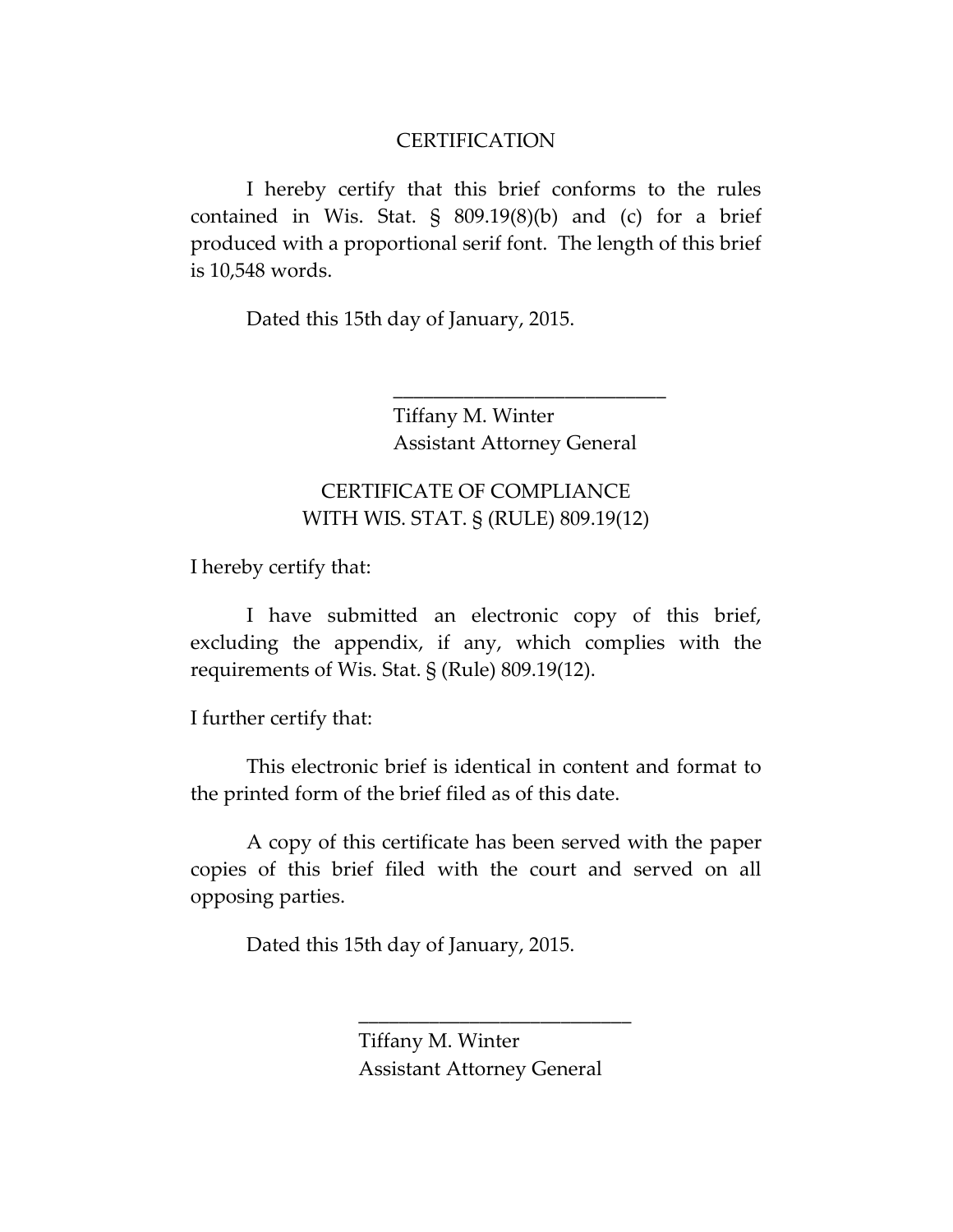## CERTIFICATION

I hereby certify that this brief conforms to the rules contained in Wis. Stat. § 809.19(8)(b) and (c) for a brief produced with a proportional serif font. The length of this brief is 10,548 words.

Dated this 15th day of January, 2015.

\_\_\_\_\_\_\_\_\_\_\_\_\_\_\_\_\_\_\_\_\_\_\_\_\_\_\_\_\_\_
Tiffany M. Winter
Assistant Attorney General

## CERTIFICATE OF COMPLIANCE WITH WIS. STAT. § (RULE) 809.19(12)

I hereby certify that:

I have submitted an electronic copy of this brief, excluding the appendix, if any, which complies with the requirements of Wis. Stat. § (Rule) 809.19(12).

I further certify that:

This electronic brief is identical in content and format to the printed form of the brief filed as of this date.

A copy of this certificate has been served with the paper copies of this brief filed with the court and served on all opposing parties.

Dated this 15th day of January, 2015.

\_\_\_\_\_\_\_\_\_\_\_\_\_\_\_\_\_\_\_\_\_\_\_\_\_\_\_\_\_\_
Tiffany M. Winter
Assistant Attorney General